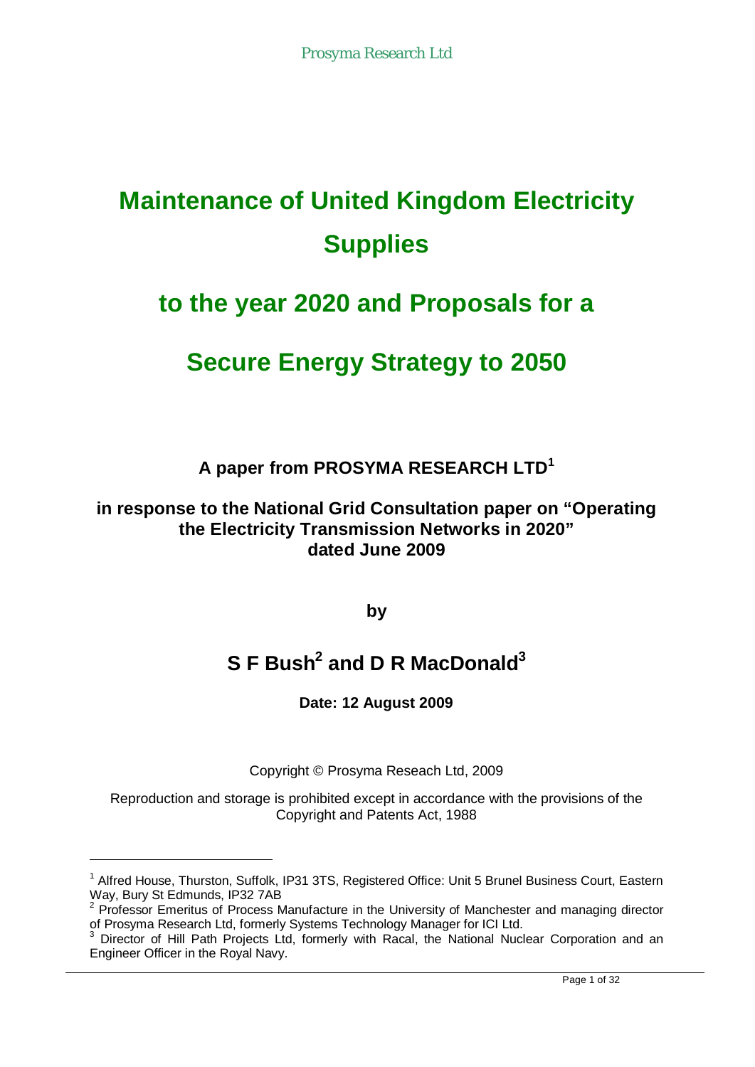# Maintenance of United Kingdom Electricity Supplies

# to the year 2020 and Proposals for a

# Secure Energy Strategy to 2050

**A paper from PROSYMA RESEARCH LTD[1]**

**in response to the National Grid Consultation paper on "Operating the Electricity Transmission Networks in 2020" dated June 2009**

**by**

## S F Bush[2] and D R MacDonald[3]

**Date: 12 August 2009**

Copyright © Prosyma Reseach Ltd, 2009

Reproduction and storage is prohibited except in accordance with the provisions of the Copyright and Patents Act, 1988

---

[1] Alfred House, Thurston, Suffolk, IP31 3TS, Registered Office: Unit 5 Brunel Business Court, Eastern Way, Bury St Edmunds, IP32 7AB

[2] Professor Emeritus of Process Manufacture in the University of Manchester and managing director of Prosyma Research Ltd, formerly Systems Technology Manager for ICI Ltd.

[3] Director of Hill Path Projects Ltd, formerly with Racal, the National Nuclear Corporation and an Engineer Officer in the Royal Navy.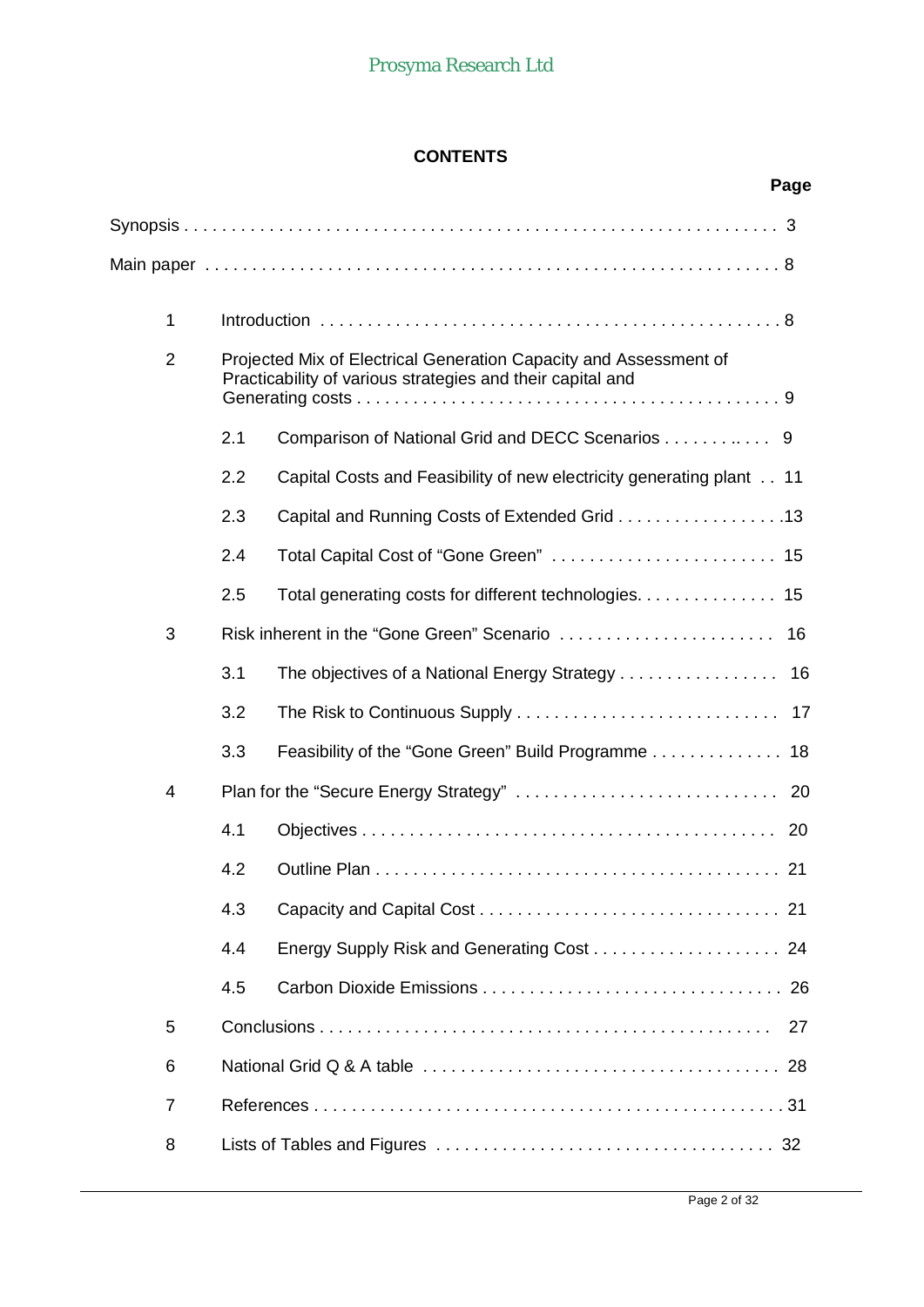**CONTENTS**

| | | Page |
|---|---|---|
| Synopsis | | 3 |
| Main paper | | 8 |
| 1 | Introduction | 8 |
| 2 | Projected Mix of Electrical Generation Capacity and Assessment of Practicability of various strategies and their capital and Generating costs | 9 |
| | 2.1 Comparison of National Grid and DECC Scenarios | 9 |
| | 2.2 Capital Costs and Feasibility of new electricity generating plant | 11 |
| | 2.3 Capital and Running Costs of Extended Grid | 13 |
| | 2.4 Total Capital Cost of "Gone Green" | 15 |
| | 2.5 Total generating costs for different technologies. | 15 |
| 3 | Risk inherent in the "Gone Green" Scenario | 16 |
| | 3.1 The objectives of a National Energy Strategy | 16 |
| | 3.2 The Risk to Continuous Supply | 17 |
| | 3.3 Feasibility of the "Gone Green" Build Programme | 18 |
| 4 | Plan for the "Secure Energy Strategy" | 20 |
| | 4.1 Objectives | 20 |
| | 4.2 Outline Plan | 21 |
| | 4.3 Capacity and Capital Cost | 21 |
| | 4.4 Energy Supply Risk and Generating Cost | 24 |
| | 4.5 Carbon Dioxide Emissions | 26 |
| 5 | Conclusions | 27 |
| 6 | National Grid Q & A table | 28 |
| 7 | References | 31 |
| 8 | Lists of Tables and Figures | 32 |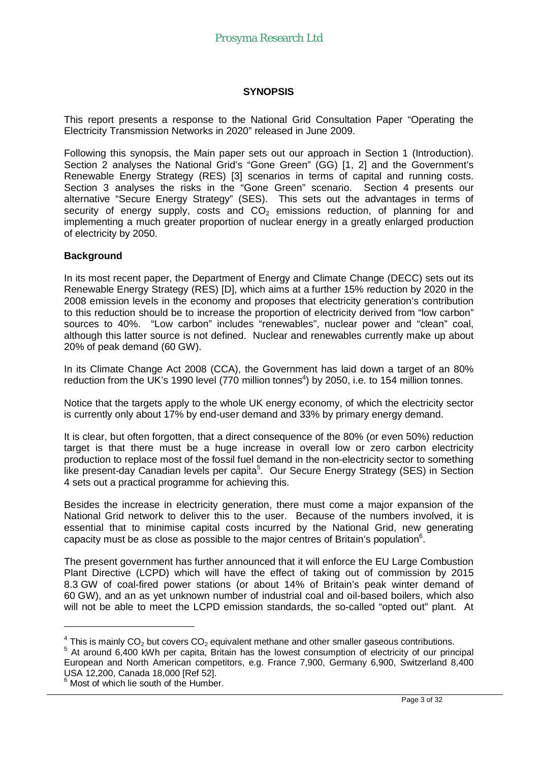## SYNOPSIS

This report presents a response to the National Grid Consultation Paper "Operating the Electricity Transmission Networks in 2020" released in June 2009.

Following this synopsis, the Main paper sets out our approach in Section 1 (Introduction). Section 2 analyses the National Grid's "Gone Green" (GG) [1, 2] and the Government's Renewable Energy Strategy (RES) [3] scenarios in terms of capital and running costs. Section 3 analyses the risks in the "Gone Green" scenario. Section 4 presents our alternative "Secure Energy Strategy" (SES). This sets out the advantages in terms of security of energy supply, costs and $CO_2$ emissions reduction, of planning for and implementing a much greater proportion of nuclear energy in a greatly enlarged production of electricity by 2050.

### Background

In its most recent paper, the Department of Energy and Climate Change (DECC) sets out its Renewable Energy Strategy (RES) [D], which aims at a further 15% reduction by 2020 in the 2008 emission levels in the economy and proposes that electricity generation's contribution to this reduction should be to increase the proportion of electricity derived from "low carbon" sources to 40%. "Low carbon" includes "renewables", nuclear power and "clean" coal, although this latter source is not defined. Nuclear and renewables currently make up about 20% of peak demand (60 GW).

In its Climate Change Act 2008 (CCA), the Government has laid down a target of an 80% reduction from the UK's 1990 level (770 million tonnes[4]) by 2050, i.e. to 154 million tonnes.

Notice that the targets apply to the whole UK energy economy, of which the electricity sector is currently only about 17% by end-user demand and 33% by primary energy demand.

It is clear, but often forgotten, that a direct consequence of the 80% (or even 50%) reduction target is that there must be a huge increase in overall low or zero carbon electricity production to replace most of the fossil fuel demand in the non-electricity sector to something like present-day Canadian levels per capita[5]. Our Secure Energy Strategy (SES) in Section 4 sets out a practical programme for achieving this.

Besides the increase in electricity generation, there must come a major expansion of the National Grid network to deliver this to the user. Because of the numbers involved, it is essential that to minimise capital costs incurred by the National Grid, new generating capacity must be as close as possible to the major centres of Britain's population[6].

The present government has further announced that it will enforce the EU Large Combustion Plant Directive (LCPD) which will have the effect of taking out of commission by 2015 8.3 GW of coal-fired power stations (or about 14% of Britain's peak winter demand of 60 GW), and an as yet unknown number of industrial coal and oil-based boilers, which also will not be able to meet the LCPD emission standards, the so-called "opted out" plant. At

---

[4] This is mainly $CO_2$ but covers $CO_2$ equivalent methane and other smaller gaseous contributions.

[5] At around 6,400 kWh per capita, Britain has the lowest consumption of electricity of our principal European and North American competitors, e.g. France 7,900, Germany 6,900, Switzerland 8,400 USA 12,200, Canada 18,000 [Ref 52].

[6] Most of which lie south of the Humber.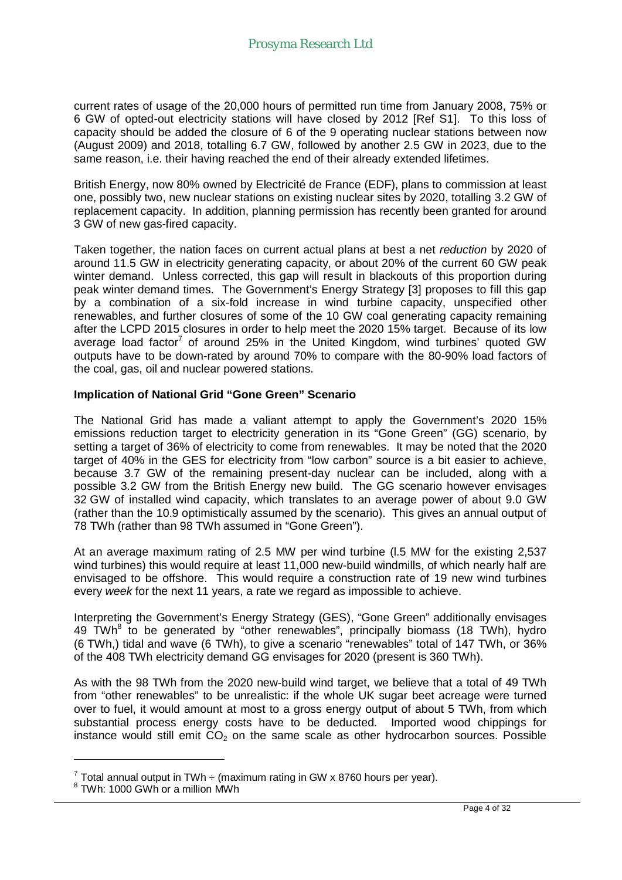current rates of usage of the 20,000 hours of permitted run time from January 2008, 75% or 6 GW of opted-out electricity stations will have closed by 2012 [Ref S1]. To this loss of capacity should be added the closure of 6 of the 9 operating nuclear stations between now (August 2009) and 2018, totalling 6.7 GW, followed by another 2.5 GW in 2023, due to the same reason, i.e. their having reached the end of their already extended lifetimes.

British Energy, now 80% owned by Electricité de France (EDF), plans to commission at least one, possibly two, new nuclear stations on existing nuclear sites by 2020, totalling 3.2 GW of replacement capacity. In addition, planning permission has recently been granted for around 3 GW of new gas-fired capacity.

Taken together, the nation faces on current actual plans at best a net *reduction* by 2020 of around 11.5 GW in electricity generating capacity, or about 20% of the current 60 GW peak winter demand. Unless corrected, this gap will result in blackouts of this proportion during peak winter demand times. The Government's Energy Strategy [3] proposes to fill this gap by a combination of a six-fold increase in wind turbine capacity, unspecified other renewables, and further closures of some of the 10 GW coal generating capacity remaining after the LCPD 2015 closures in order to help meet the 2020 15% target. Because of its low average load factor[7] of around 25% in the United Kingdom, wind turbines' quoted GW outputs have to be down-rated by around 70% to compare with the 80-90% load factors of the coal, gas, oil and nuclear powered stations.

**Implication of National Grid "Gone Green" Scenario**

The National Grid has made a valiant attempt to apply the Government's 2020 15% emissions reduction target to electricity generation in its "Gone Green" (GG) scenario, by setting a target of 36% of electricity to come from renewables. It may be noted that the 2020 target of 40% in the GES for electricity from "low carbon" source is a bit easier to achieve, because 3.7 GW of the remaining present-day nuclear can be included, along with a possible 3.2 GW from the British Energy new build. The GG scenario however envisages 32 GW of installed wind capacity, which translates to an average power of about 9.0 GW (rather than the 10.9 optimistically assumed by the scenario). This gives an annual output of 78 TWh (rather than 98 TWh assumed in "Gone Green").

At an average maximum rating of 2.5 MW per wind turbine (l.5 MW for the existing 2,537 wind turbines) this would require at least 11,000 new-build windmills, of which nearly half are envisaged to be offshore. This would require a construction rate of 19 new wind turbines every *week* for the next 11 years, a rate we regard as impossible to achieve.

Interpreting the Government's Energy Strategy (GES), "Gone Green" additionally envisages 49 TWh[8] to be generated by "other renewables", principally biomass (18 TWh), hydro (6 TWh,) tidal and wave (6 TWh), to give a scenario "renewables" total of 147 TWh, or 36% of the 408 TWh electricity demand GG envisages for 2020 (present is 360 TWh).

As with the 98 TWh from the 2020 new-build wind target, we believe that a total of 49 TWh from "other renewables" to be unrealistic: if the whole UK sugar beet acreage were turned over to fuel, it would amount at most to a gross energy output of about 5 TWh, from which substantial process energy costs have to be deducted. Imported wood chippings for instance would still emit $CO_2$ on the same scale as other hydrocarbon sources. Possible

---

[7] Total annual output in TWh ÷ (maximum rating in GW x 8760 hours per year).

[8] TWh: 1000 GWh or a million MWh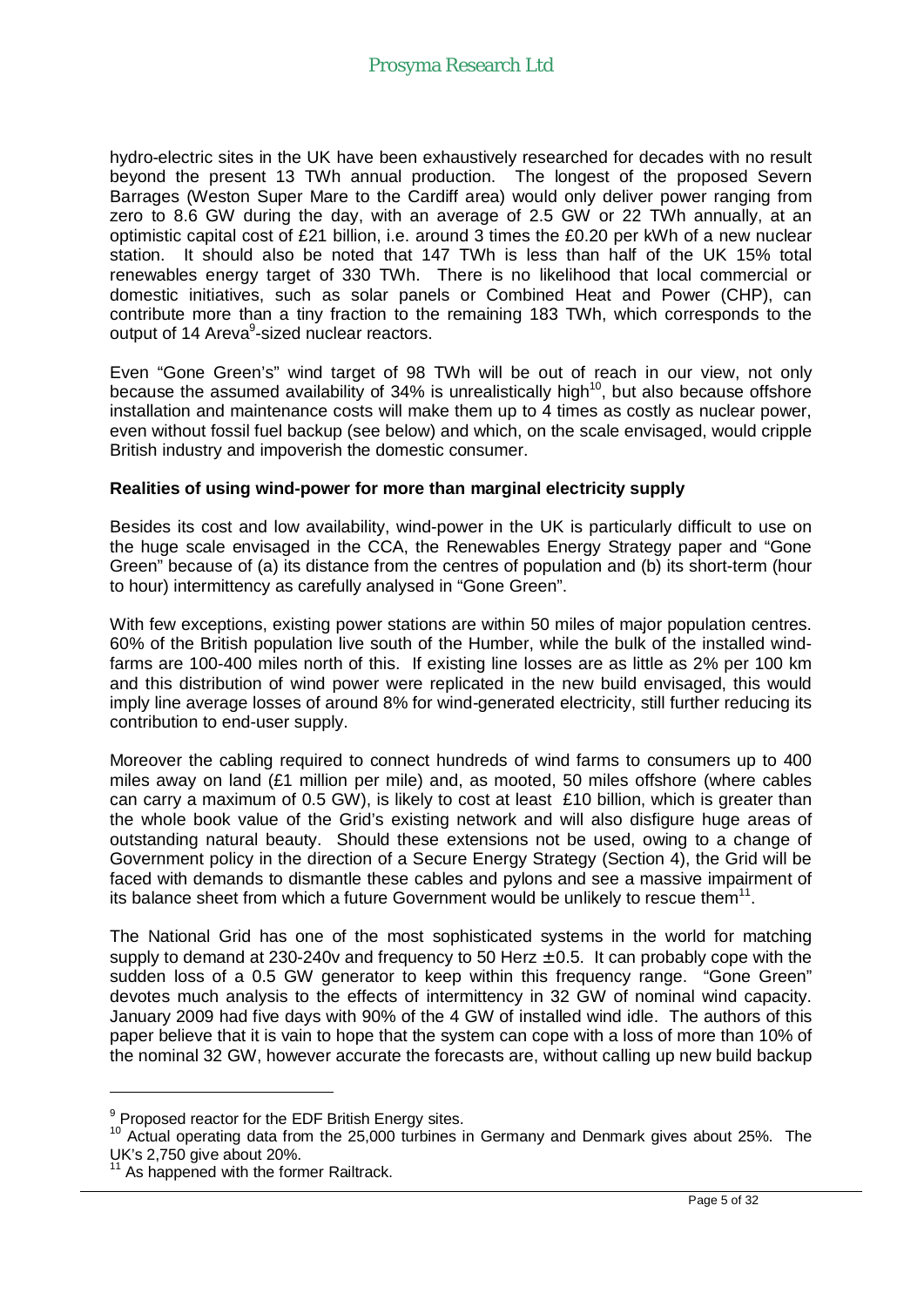hydro-electric sites in the UK have been exhaustively researched for decades with no result beyond the present 13 TWh annual production. The longest of the proposed Severn Barrages (Weston Super Mare to the Cardiff area) would only deliver power ranging from zero to 8.6 GW during the day, with an average of 2.5 GW or 22 TWh annually, at an optimistic capital cost of £21 billion, i.e. around 3 times the £0.20 per kWh of a new nuclear station. It should also be noted that 147 TWh is less than half of the UK 15% total renewables energy target of 330 TWh. There is no likelihood that local commercial or domestic initiatives, such as solar panels or Combined Heat and Power (CHP), can contribute more than a tiny fraction to the remaining 183 TWh, which corresponds to the output of 14 Areva[9]-sized nuclear reactors.

Even "Gone Green's" wind target of 98 TWh will be out of reach in our view, not only because the assumed availability of 34% is unrealistically high[10], but also because offshore installation and maintenance costs will make them up to 4 times as costly as nuclear power, even without fossil fuel backup (see below) and which, on the scale envisaged, would cripple British industry and impoverish the domestic consumer.

**Realities of using wind-power for more than marginal electricity supply**

Besides its cost and low availability, wind-power in the UK is particularly difficult to use on the huge scale envisaged in the CCA, the Renewables Energy Strategy paper and "Gone Green" because of (a) its distance from the centres of population and (b) its short-term (hour to hour) intermittency as carefully analysed in "Gone Green".

With few exceptions, existing power stations are within 50 miles of major population centres. 60% of the British population live south of the Humber, while the bulk of the installed wind-farms are 100-400 miles north of this. If existing line losses are as little as 2% per 100 km and this distribution of wind power were replicated in the new build envisaged, this would imply line average losses of around 8% for wind-generated electricity, still further reducing its contribution to end-user supply.

Moreover the cabling required to connect hundreds of wind farms to consumers up to 400 miles away on land (£1 million per mile) and, as mooted, 50 miles offshore (where cables can carry a maximum of 0.5 GW), is likely to cost at least £10 billion, which is greater than the whole book value of the Grid's existing network and will also disfigure huge areas of outstanding natural beauty. Should these extensions not be used, owing to a change of Government policy in the direction of a Secure Energy Strategy (Section 4), the Grid will be faced with demands to dismantle these cables and pylons and see a massive impairment of its balance sheet from which a future Government would be unlikely to rescue them[11].

The National Grid has one of the most sophisticated systems in the world for matching supply to demand at 230-240v and frequency to 50 Herz $\pm$ 0.5. It can probably cope with the sudden loss of a 0.5 GW generator to keep within this frequency range. "Gone Green" devotes much analysis to the effects of intermittency in 32 GW of nominal wind capacity. January 2009 had five days with 90% of the 4 GW of installed wind idle. The authors of this paper believe that it is vain to hope that the system can cope with a loss of more than 10% of the nominal 32 GW, however accurate the forecasts are, without calling up new build backup

---

[9] Proposed reactor for the EDF British Energy sites.

[10] Actual operating data from the 25,000 turbines in Germany and Denmark gives about 25%. The UK's 2,750 give about 20%.

[11] As happened with the former Railtrack.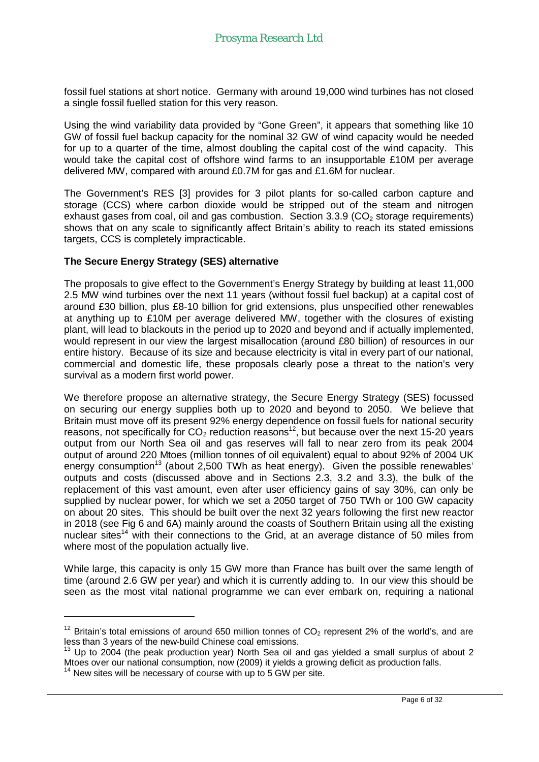fossil fuel stations at short notice. Germany with around 19,000 wind turbines has not closed a single fossil fuelled station for this very reason.

Using the wind variability data provided by "Gone Green", it appears that something like 10 GW of fossil fuel backup capacity for the nominal 32 GW of wind capacity would be needed for up to a quarter of the time, almost doubling the capital cost of the wind capacity. This would take the capital cost of offshore wind farms to an insupportable £10M per average delivered MW, compared with around £0.7M for gas and £1.6M for nuclear.

The Government's RES [3] provides for 3 pilot plants for so-called carbon capture and storage (CCS) where carbon dioxide would be stripped out of the steam and nitrogen exhaust gases from coal, oil and gas combustion. Section 3.3.9 ($CO_2$ storage requirements) shows that on any scale to significantly affect Britain's ability to reach its stated emissions targets, CCS is completely impracticable.

**The Secure Energy Strategy (SES) alternative**

The proposals to give effect to the Government's Energy Strategy by building at least 11,000 2.5 MW wind turbines over the next 11 years (without fossil fuel backup) at a capital cost of around £30 billion, plus £8-10 billion for grid extensions, plus unspecified other renewables at anything up to £10M per average delivered MW, together with the closures of existing plant, will lead to blackouts in the period up to 2020 and beyond and if actually implemented, would represent in our view the largest misallocation (around £80 billion) of resources in our entire history. Because of its size and because electricity is vital in every part of our national, commercial and domestic life, these proposals clearly pose a threat to the nation's very survival as a modern first world power.

We therefore propose an alternative strategy, the Secure Energy Strategy (SES) focussed on securing our energy supplies both up to 2020 and beyond to 2050. We believe that Britain must move off its present 92% energy dependence on fossil fuels for national security reasons, not specifically for $CO_2$ reduction reasons[12], but because over the next 15-20 years output from our North Sea oil and gas reserves will fall to near zero from its peak 2004 output of around 220 Mtoes (million tonnes of oil equivalent) equal to about 92% of 2004 UK energy consumption[13] (about 2,500 TWh as heat energy). Given the possible renewables' outputs and costs (discussed above and in Sections 2.3, 3.2 and 3.3), the bulk of the replacement of this vast amount, even after user efficiency gains of say 30%, can only be supplied by nuclear power, for which we set a 2050 target of 750 TWh or 100 GW capacity on about 20 sites. This should be built over the next 32 years following the first new reactor in 2018 (see Fig 6 and 6A) mainly around the coasts of Southern Britain using all the existing nuclear sites[14] with their connections to the Grid, at an average distance of 50 miles from where most of the population actually live.

While large, this capacity is only 15 GW more than France has built over the same length of time (around 2.6 GW per year) and which it is currently adding to. In our view this should be seen as the most vital national programme we can ever embark on, requiring a national

---

[12] Britain's total emissions of around 650 million tonnes of $CO_2$ represent 2% of the world's, and are less than 3 years of the new-build Chinese coal emissions.

[13] Up to 2004 (the peak production year) North Sea oil and gas yielded a small surplus of about 2 Mtoes over our national consumption, now (2009) it yields a growing deficit as production falls.

[14] New sites will be necessary of course with up to 5 GW per site.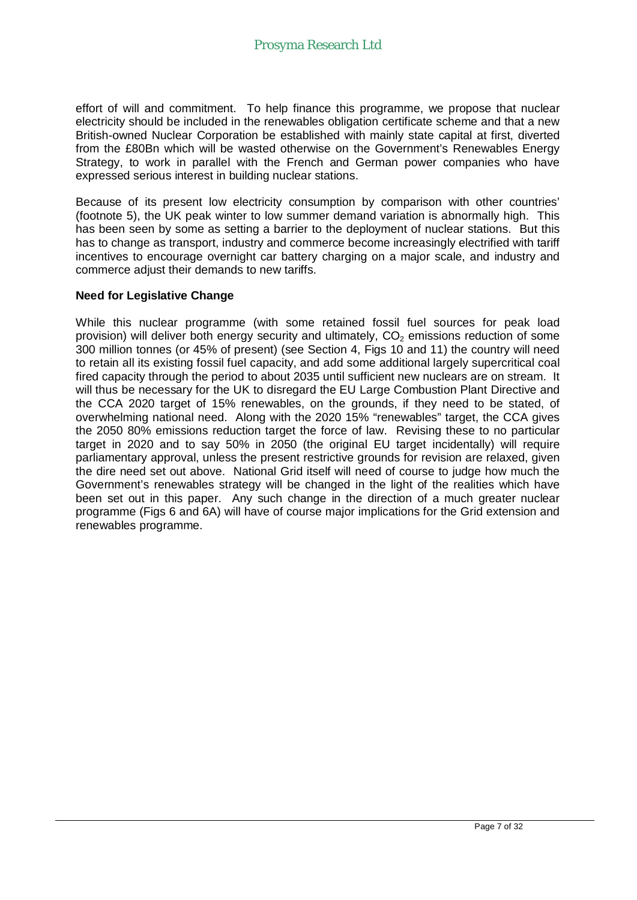effort of will and commitment. To help finance this programme, we propose that nuclear electricity should be included in the renewables obligation certificate scheme and that a new British-owned Nuclear Corporation be established with mainly state capital at first, diverted from the £80Bn which will be wasted otherwise on the Government's Renewables Energy Strategy, to work in parallel with the French and German power companies who have expressed serious interest in building nuclear stations.

Because of its present low electricity consumption by comparison with other countries' (footnote 5), the UK peak winter to low summer demand variation is abnormally high. This has been seen by some as setting a barrier to the deployment of nuclear stations. But this has to change as transport, industry and commerce become increasingly electrified with tariff incentives to encourage overnight car battery charging on a major scale, and industry and commerce adjust their demands to new tariffs.

**Need for Legislative Change**

While this nuclear programme (with some retained fossil fuel sources for peak load provision) will deliver both energy security and ultimately, $CO_2$ emissions reduction of some 300 million tonnes (or 45% of present) (see Section 4, Figs 10 and 11) the country will need to retain all its existing fossil fuel capacity, and add some additional largely supercritical coal fired capacity through the period to about 2035 until sufficient new nuclears are on stream. It will thus be necessary for the UK to disregard the EU Large Combustion Plant Directive and the CCA 2020 target of 15% renewables, on the grounds, if they need to be stated, of overwhelming national need. Along with the 2020 15% "renewables" target, the CCA gives the 2050 80% emissions reduction target the force of law. Revising these to no particular target in 2020 and to say 50% in 2050 (the original EU target incidentally) will require parliamentary approval, unless the present restrictive grounds for revision are relaxed, given the dire need set out above. National Grid itself will need of course to judge how much the Government's renewables strategy will be changed in the light of the realities which have been set out in this paper. Any such change in the direction of a much greater nuclear programme (Figs 6 and 6A) will have of course major implications for the Grid extension and renewables programme.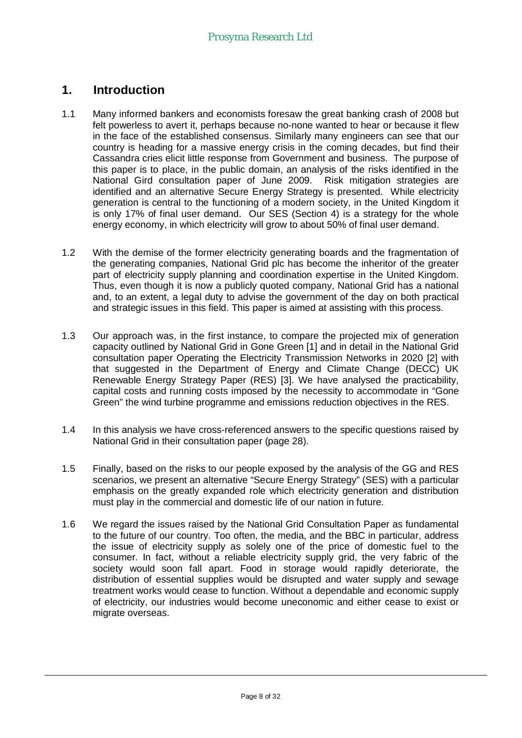## 1. Introduction

1.1 Many informed bankers and economists foresaw the great banking crash of 2008 but felt powerless to avert it, perhaps because no-none wanted to hear or because it flew in the face of the established consensus. Similarly many engineers can see that our country is heading for a massive energy crisis in the coming decades, but find their Cassandra cries elicit little response from Government and business. The purpose of this paper is to place, in the public domain, an analysis of the risks identified in the National Gird consultation paper of June 2009. Risk mitigation strategies are identified and an alternative Secure Energy Strategy is presented. While electricity generation is central to the functioning of a modern society, in the United Kingdom it is only 17% of final user demand. Our SES (Section 4) is a strategy for the whole energy economy, in which electricity will grow to about 50% of final user demand.

1.2 With the demise of the former electricity generating boards and the fragmentation of the generating companies, National Grid plc has become the inheritor of the greater part of electricity supply planning and coordination expertise in the United Kingdom. Thus, even though it is now a publicly quoted company, National Grid has a national and, to an extent, a legal duty to advise the government of the day on both practical and strategic issues in this field. This paper is aimed at assisting with this process.

1.3 Our approach was, in the first instance, to compare the projected mix of generation capacity outlined by National Grid in Gone Green [1] and in detail in the National Grid consultation paper Operating the Electricity Transmission Networks in 2020 [2] with that suggested in the Department of Energy and Climate Change (DECC) UK Renewable Energy Strategy Paper (RES) [3]. We have analysed the practicability, capital costs and running costs imposed by the necessity to accommodate in "Gone Green" the wind turbine programme and emissions reduction objectives in the RES.

1.4 In this analysis we have cross-referenced answers to the specific questions raised by National Grid in their consultation paper (page 28).

1.5 Finally, based on the risks to our people exposed by the analysis of the GG and RES scenarios, we present an alternative "Secure Energy Strategy" (SES) with a particular emphasis on the greatly expanded role which electricity generation and distribution must play in the commercial and domestic life of our nation in future.

1.6 We regard the issues raised by the National Grid Consultation Paper as fundamental to the future of our country. Too often, the media, and the BBC in particular, address the issue of electricity supply as solely one of the price of domestic fuel to the consumer. In fact, without a reliable electricity supply grid, the very fabric of the society would soon fall apart. Food in storage would rapidly deteriorate, the distribution of essential supplies would be disrupted and water supply and sewage treatment works would cease to function. Without a dependable and economic supply of electricity, our industries would become uneconomic and either cease to exist or migrate overseas.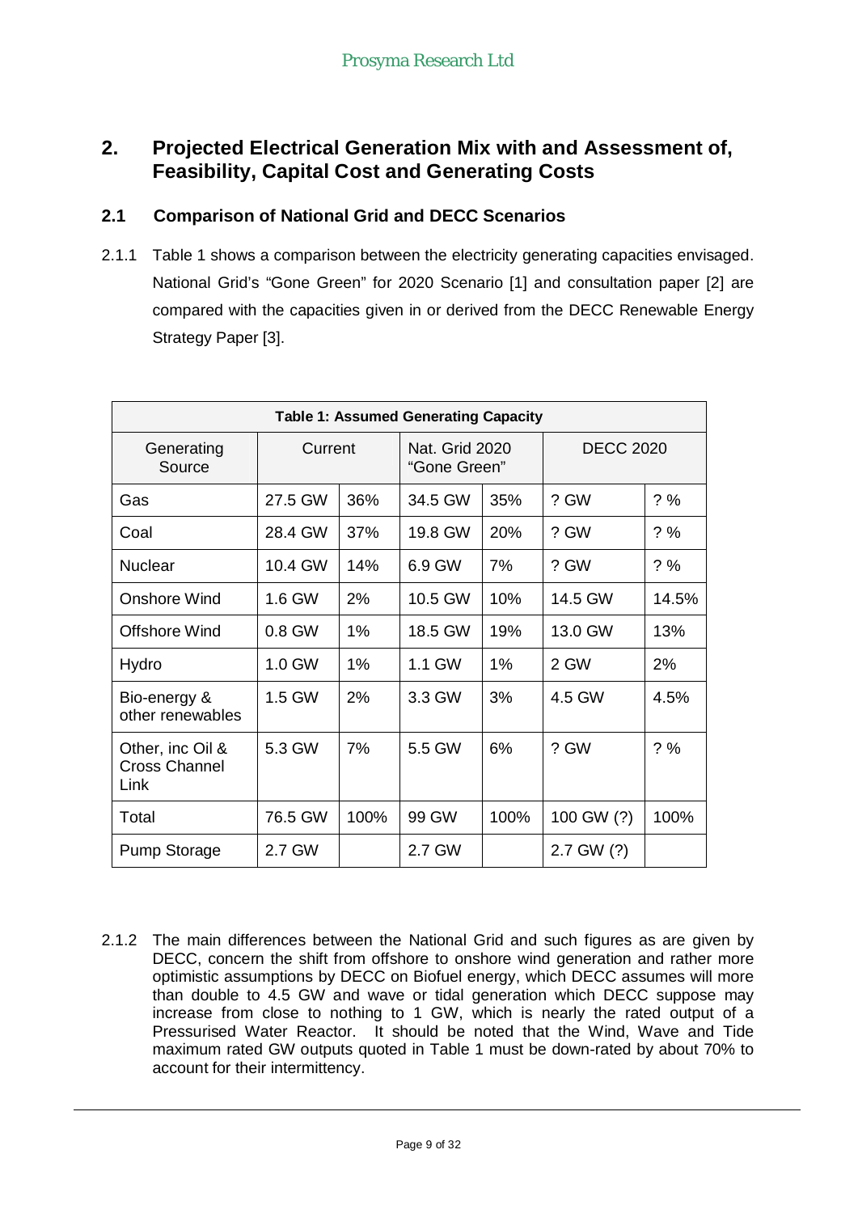## 2. Projected Electrical Generation Mix with and Assessment of, Feasibility, Capital Cost and Generating Costs

### 2.1 Comparison of National Grid and DECC Scenarios

2.1.1 Table 1 shows a comparison between the electricity generating capacities envisaged. National Grid's "Gone Green" for 2020 Scenario [1] and consultation paper [2] are compared with the capacities given in or derived from the DECC Renewable Energy Strategy Paper [3].

**Table 1: Assumed Generating Capacity**

| Generating Source | Current | | Nat. Grid 2020 "Gone Green" | | DECC 2020 | |
|---|---|---|---|---|---|---|
| Gas | 27.5 GW | 36% | 34.5 GW | 35% | ? GW | ? % |
| Coal | 28.4 GW | 37% | 19.8 GW | 20% | ? GW | ? % |
| Nuclear | 10.4 GW | 14% | 6.9 GW | 7% | ? GW | ? % |
| Onshore Wind | 1.6 GW | 2% | 10.5 GW | 10% | 14.5 GW | 14.5% |
| Offshore Wind | 0.8 GW | 1% | 18.5 GW | 19% | 13.0 GW | 13% |
| Hydro | 1.0 GW | 1% | 1.1 GW | 1% | 2 GW | 2% |
| Bio-energy & other renewables | 1.5 GW | 2% | 3.3 GW | 3% | 4.5 GW | 4.5% |
| Other, inc Oil & Cross Channel Link | 5.3 GW | 7% | 5.5 GW | 6% | ? GW | ? % |
| Total | 76.5 GW | 100% | 99 GW | 100% | 100 GW (?) | 100% |
| Pump Storage | 2.7 GW | | 2.7 GW | | 2.7 GW (?) | |

2.1.2 The main differences between the National Grid and such figures as are given by DECC, concern the shift from offshore to onshore wind generation and rather more optimistic assumptions by DECC on Biofuel energy, which DECC assumes will more than double to 4.5 GW and wave or tidal generation which DECC suppose may increase from close to nothing to 1 GW, which is nearly the rated output of a Pressurised Water Reactor. It should be noted that the Wind, Wave and Tide maximum rated GW outputs quoted in Table 1 must be down-rated by about 70% to account for their intermittency.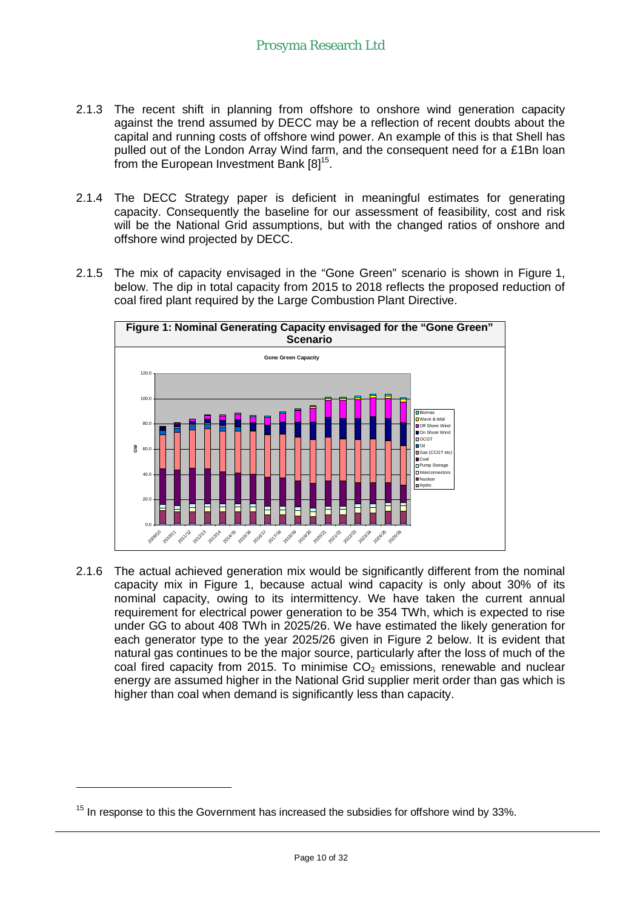2.1.3 The recent shift in planning from offshore to onshore wind generation capacity against the trend assumed by DECC may be a reflection of recent doubts about the capital and running costs of offshore wind power. An example of this is that Shell has pulled out of the London Array Wind farm, and the consequent need for a £1Bn loan from the European Investment Bank [8][15].

2.1.4 The DECC Strategy paper is deficient in meaningful estimates for generating capacity. Consequently the baseline for our assessment of feasibility, cost and risk will be the National Grid assumptions, but with the changed ratios of onshore and offshore wind projected by DECC.

2.1.5 The mix of capacity envisaged in the "Gone Green" scenario is shown in Figure 1, below. The dip in total capacity from 2015 to 2018 reflects the proposed reduction of coal fired plant required by the Large Combustion Plant Directive.

**Figure 1: Nominal Generating Capacity envisaged for the "Gone Green" Scenario**

2.1.6 The actual achieved generation mix would be significantly different from the nominal capacity mix in Figure 1, because actual wind capacity is only about 30% of its nominal capacity, owing to its intermittency. We have taken the current annual requirement for electrical power generation to be 354 TWh, which is expected to rise under GG to about 408 TWh in 2025/26. We have estimated the likely generation for each generator type to the year 2025/26 given in Figure 2 below. It is evident that natural gas continues to be the major source, particularly after the loss of much of the coal fired capacity from 2015. To minimise $CO_2$ emissions, renewable and nuclear energy are assumed higher in the National Grid supplier merit order than gas which is higher than coal when demand is significantly less than capacity.

[15] In response to this the Government has increased the subsidies for offshore wind by 33%.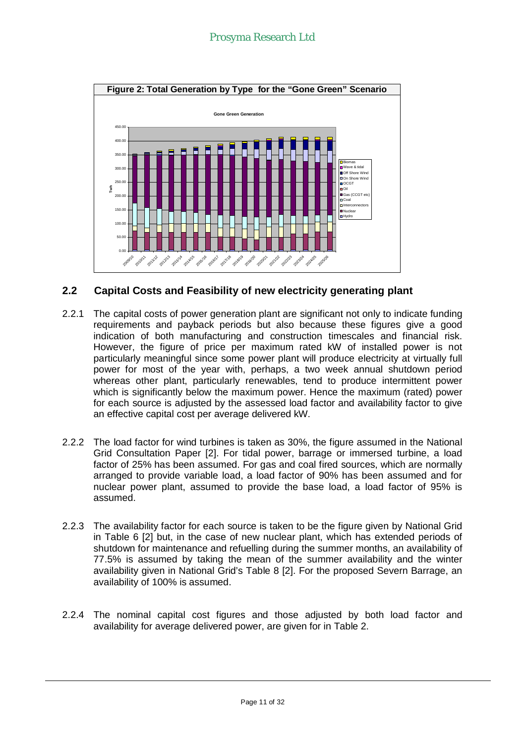**Figure 2: Total Generation by Type for the "Gone Green" Scenario**

## 2.2 Capital Costs and Feasibility of new electricity generating plant

2.2.1 The capital costs of power generation plant are significant not only to indicate funding requirements and payback periods but also because these figures give a good indication of both manufacturing and construction timescales and financial risk. However, the figure of price per maximum rated kW of installed power is not particularly meaningful since some power plant will produce electricity at virtually full power for most of the year with, perhaps, a two week annual shutdown period whereas other plant, particularly renewables, tend to produce intermittent power which is significantly below the maximum power. Hence the maximum (rated) power for each source is adjusted by the assessed load factor and availability factor to give an effective capital cost per average delivered kW.

2.2.2 The load factor for wind turbines is taken as 30%, the figure assumed in the National Grid Consultation Paper [2]. For tidal power, barrage or immersed turbine, a load factor of 25% has been assumed. For gas and coal fired sources, which are normally arranged to provide variable load, a load factor of 90% has been assumed and for nuclear power plant, assumed to provide the base load, a load factor of 95% is assumed.

2.2.3 The availability factor for each source is taken to be the figure given by National Grid in Table 6 [2] but, in the case of new nuclear plant, which has extended periods of shutdown for maintenance and refuelling during the summer months, an availability of 77.5% is assumed by taking the mean of the summer availability and the winter availability given in National Grid's Table 8 [2]. For the proposed Severn Barrage, an availability of 100% is assumed.

2.2.4 The nominal capital cost figures and those adjusted by both load factor and availability for average delivered power, are given for in Table 2.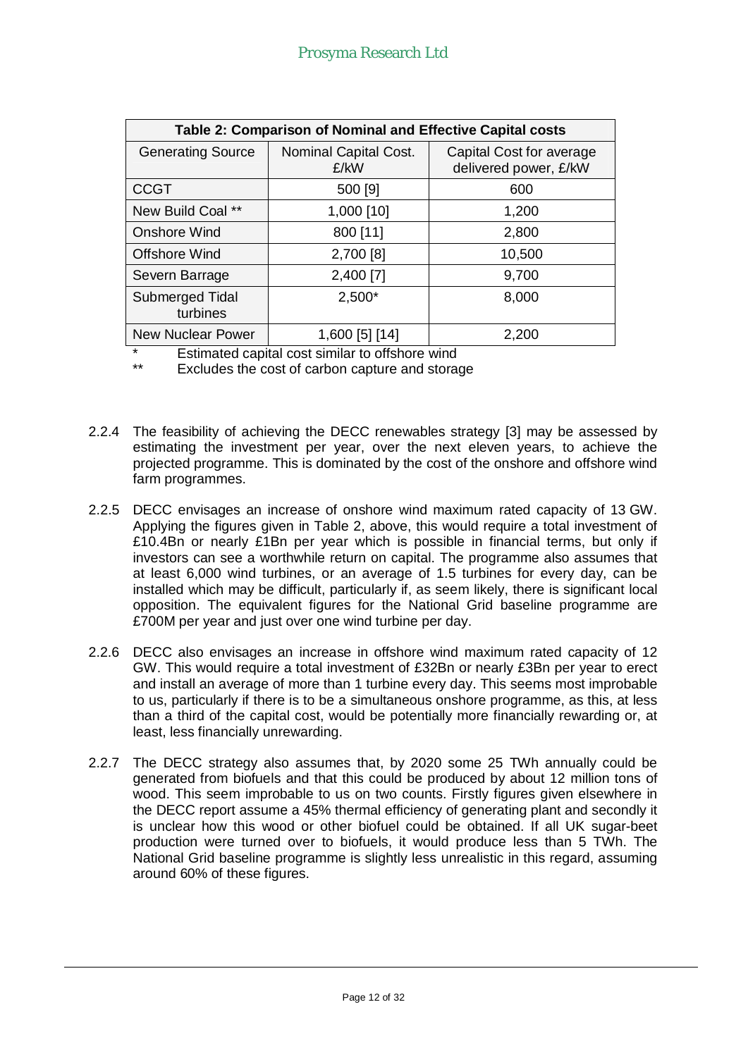| Table 2: Comparison of Nominal and Effective Capital costs | | |
|---|---|---|
| Generating Source | Nominal Capital Cost. £/kW | Capital Cost for average delivered power, £/kW |
| CCGT | 500 [9] | 600 |
| New Build Coal ** | 1,000 [10] | 1,200 |
| Onshore Wind | 800 [11] | 2,800 |
| Offshore Wind | 2,700 [8] | 10,500 |
| Severn Barrage | 2,400 [7] | 9,700 |
| Submerged Tidal turbines | 2,500* | 8,000 |
| New Nuclear Power | 1,600 [5] [14] | 2,200 |

\* Estimated capital cost similar to offshore wind

\*\* Excludes the cost of carbon capture and storage

2.2.4 The feasibility of achieving the DECC renewables strategy [3] may be assessed by estimating the investment per year, over the next eleven years, to achieve the projected programme. This is dominated by the cost of the onshore and offshore wind farm programmes.

2.2.5 DECC envisages an increase of onshore wind maximum rated capacity of 13 GW. Applying the figures given in Table 2, above, this would require a total investment of £10.4Bn or nearly £1Bn per year which is possible in financial terms, but only if investors can see a worthwhile return on capital. The programme also assumes that at least 6,000 wind turbines, or an average of 1.5 turbines for every day, can be installed which may be difficult, particularly if, as seem likely, there is significant local opposition. The equivalent figures for the National Grid baseline programme are £700M per year and just over one wind turbine per day.

2.2.6 DECC also envisages an increase in offshore wind maximum rated capacity of 12 GW. This would require a total investment of £32Bn or nearly £3Bn per year to erect and install an average of more than 1 turbine every day. This seems most improbable to us, particularly if there is to be a simultaneous onshore programme, as this, at less than a third of the capital cost, would be potentially more financially rewarding or, at least, less financially unrewarding.

2.2.7 The DECC strategy also assumes that, by 2020 some 25 TWh annually could be generated from biofuels and that this could be produced by about 12 million tons of wood. This seem improbable to us on two counts. Firstly figures given elsewhere in the DECC report assume a 45% thermal efficiency of generating plant and secondly it is unclear how this wood or other biofuel could be obtained. If all UK sugar-beet production were turned over to biofuels, it would produce less than 5 TWh. The National Grid baseline programme is slightly less unrealistic in this regard, assuming around 60% of these figures.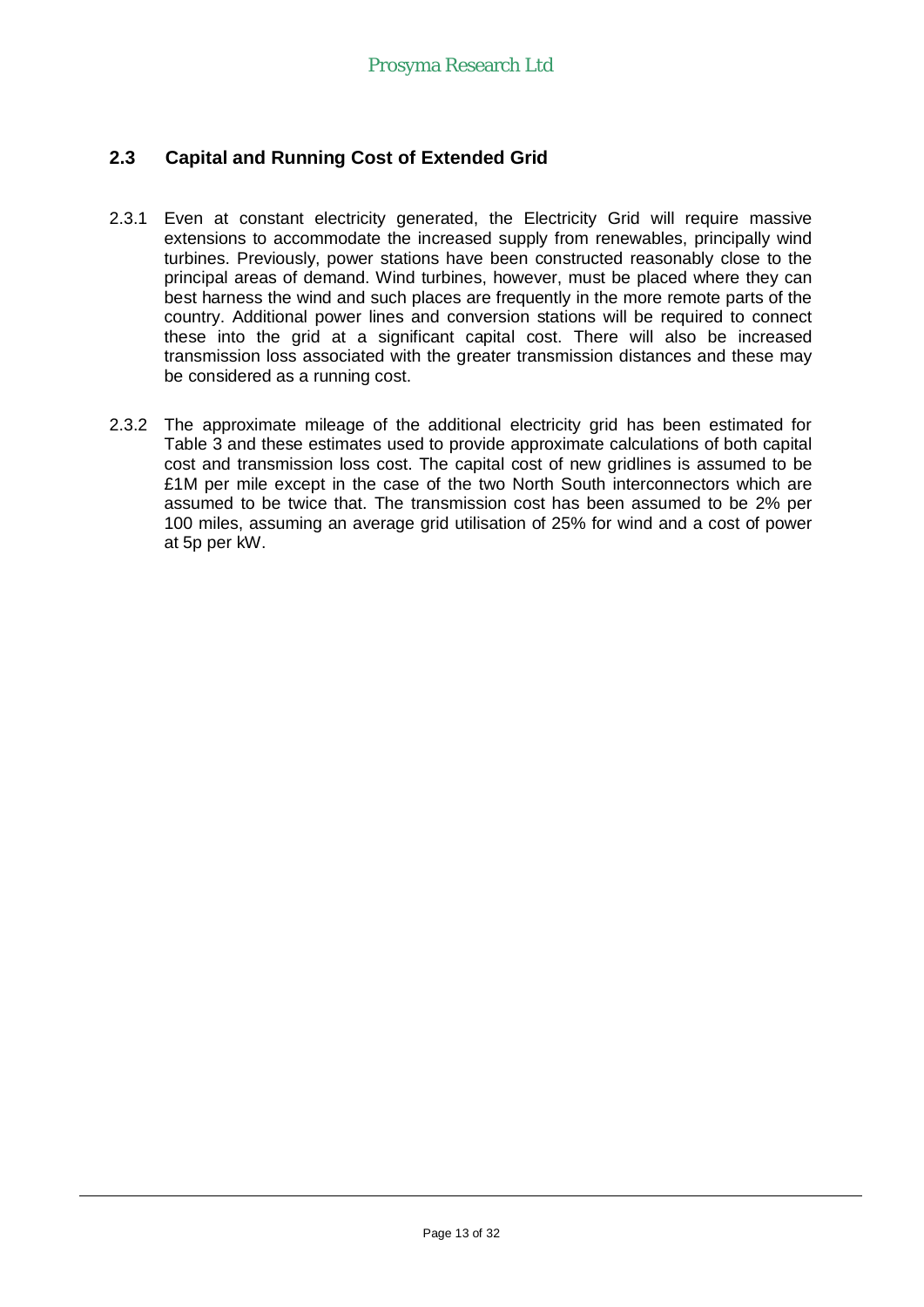## 2.3 Capital and Running Cost of Extended Grid

2.3.1 Even at constant electricity generated, the Electricity Grid will require massive extensions to accommodate the increased supply from renewables, principally wind turbines. Previously, power stations have been constructed reasonably close to the principal areas of demand. Wind turbines, however, must be placed where they can best harness the wind and such places are frequently in the more remote parts of the country. Additional power lines and conversion stations will be required to connect these into the grid at a significant capital cost. There will also be increased transmission loss associated with the greater transmission distances and these may be considered as a running cost.

2.3.2 The approximate mileage of the additional electricity grid has been estimated for Table 3 and these estimates used to provide approximate calculations of both capital cost and transmission loss cost. The capital cost of new gridlines is assumed to be £1M per mile except in the case of the two North South interconnectors which are assumed to be twice that. The transmission cost has been assumed to be 2% per 100 miles, assuming an average grid utilisation of 25% for wind and a cost of power at 5p per kW.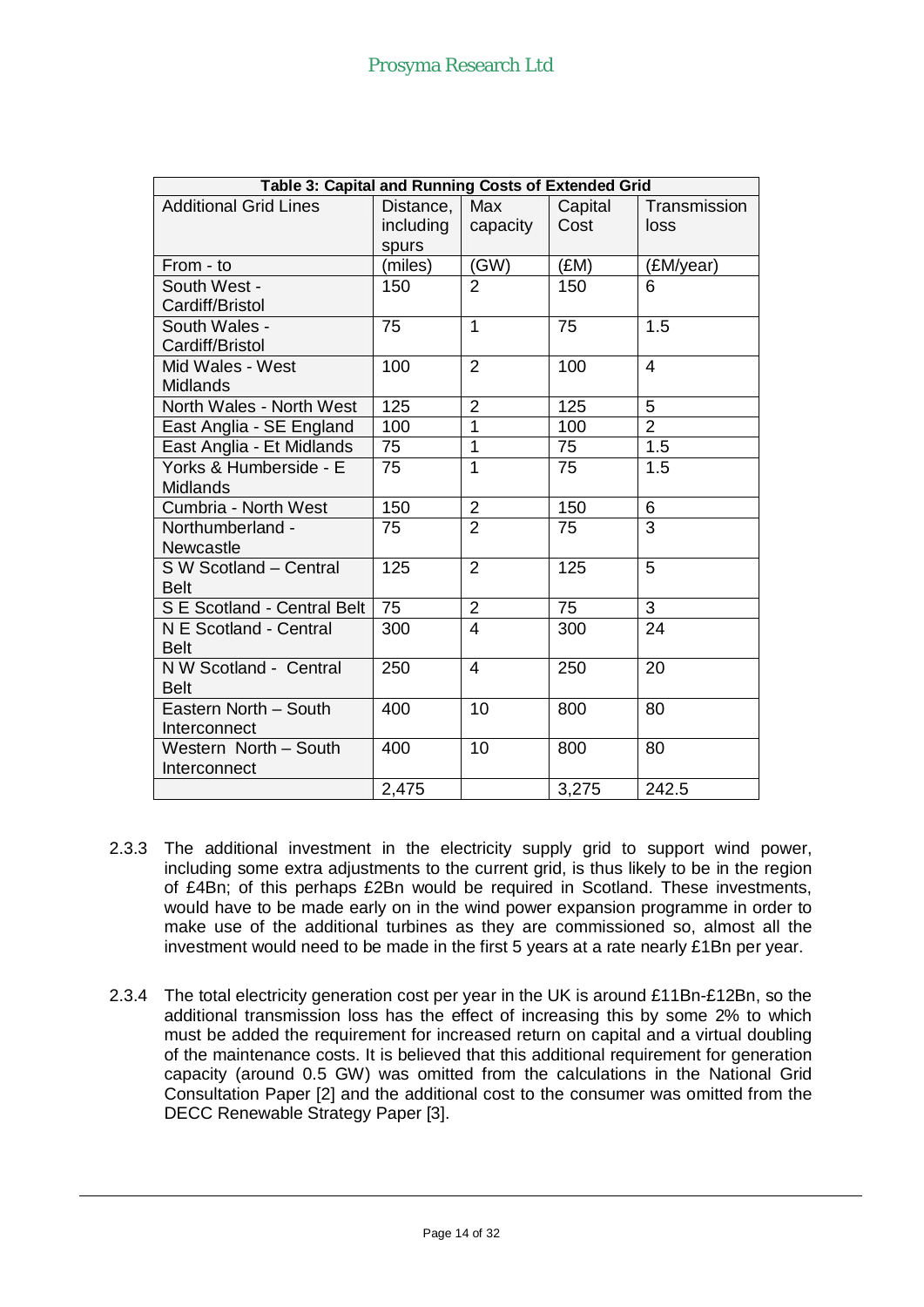| Table 3: Capital and Running Costs of Extended Grid | | | | |
|---|---|---|---|---|
| Additional Grid Lines | Distance, including spurs | Max capacity | Capital Cost | Transmission loss |
| From - to | (miles) | (GW) | (£M) | (£M/year) |
| South West - Cardiff/Bristol | 150 | 2 | 150 | 6 |
| South Wales - Cardiff/Bristol | 75 | 1 | 75 | 1.5 |
| Mid Wales - West Midlands | 100 | 2 | 100 | 4 |
| North Wales - North West | 125 | 2 | 125 | 5 |
| East Anglia - SE England | 100 | 1 | 100 | 2 |
| East Anglia - Et Midlands | 75 | 1 | 75 | 1.5 |
| Yorks & Humberside - E Midlands | 75 | 1 | 75 | 1.5 |
| Cumbria - North West | 150 | 2 | 150 | 6 |
| Northumberland - Newcastle | 75 | 2 | 75 | 3 |
| S W Scotland – Central Belt | 125 | 2 | 125 | 5 |
| S E Scotland - Central Belt | 75 | 2 | 75 | 3 |
| N E Scotland - Central Belt | 300 | 4 | 300 | 24 |
| N W Scotland - Central Belt | 250 | 4 | 250 | 20 |
| Eastern North – South Interconnect | 400 | 10 | 800 | 80 |
| Western North – South Interconnect | 400 | 10 | 800 | 80 |
| | 2,475 | | 3,275 | 242.5 |

2.3.3 The additional investment in the electricity supply grid to support wind power, including some extra adjustments to the current grid, is thus likely to be in the region of £4Bn; of this perhaps £2Bn would be required in Scotland. These investments, would have to be made early on in the wind power expansion programme in order to make use of the additional turbines as they are commissioned so, almost all the investment would need to be made in the first 5 years at a rate nearly £1Bn per year.

2.3.4 The total electricity generation cost per year in the UK is around £11Bn-£12Bn, so the additional transmission loss has the effect of increasing this by some 2% to which must be added the requirement for increased return on capital and a virtual doubling of the maintenance costs. It is believed that this additional requirement for generation capacity (around 0.5 GW) was omitted from the calculations in the National Grid Consultation Paper [2] and the additional cost to the consumer was omitted from the DECC Renewable Strategy Paper [3].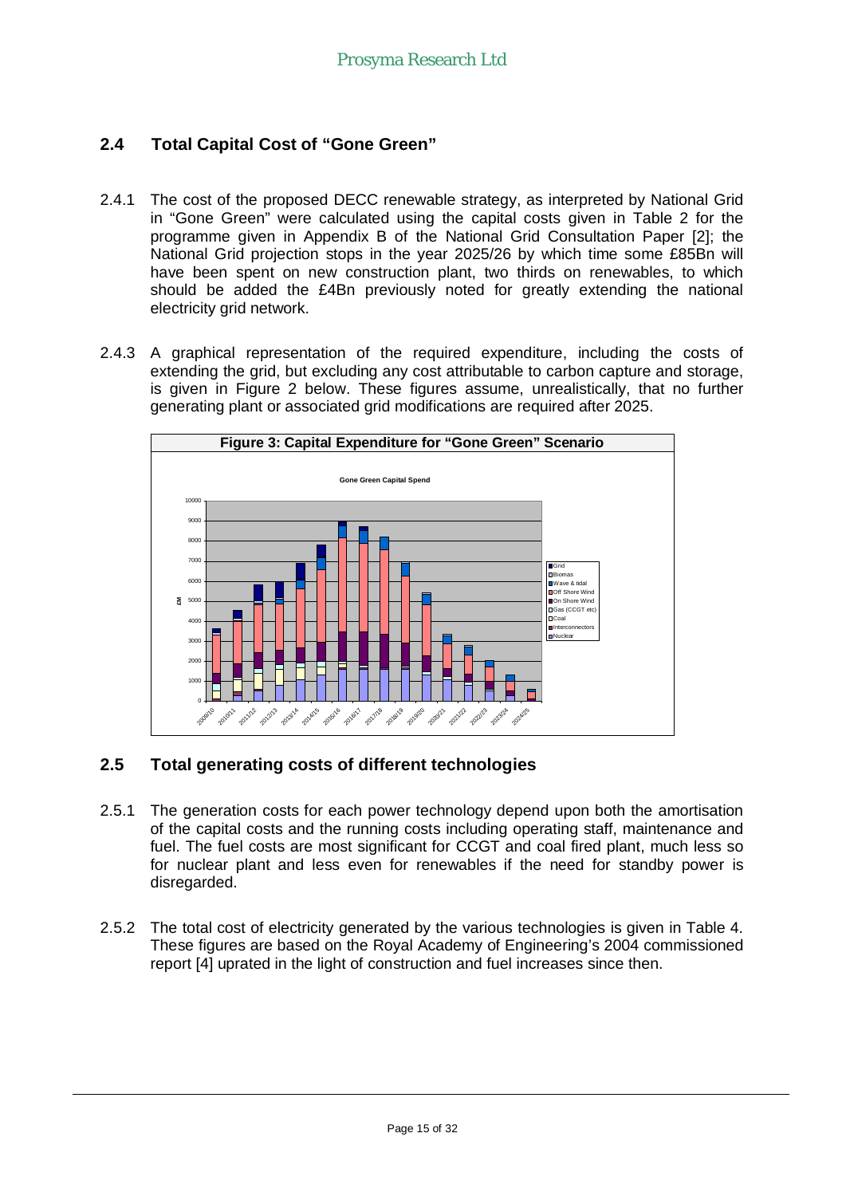## 2.4 Total Capital Cost of "Gone Green"

2.4.1 The cost of the proposed DECC renewable strategy, as interpreted by National Grid in "Gone Green" were calculated using the capital costs given in Table 2 for the programme given in Appendix B of the National Grid Consultation Paper [2]; the National Grid projection stops in the year 2025/26 by which time some £85Bn will have been spent on new construction plant, two thirds on renewables, to which should be added the £4Bn previously noted for greatly extending the national electricity grid network.

2.4.3 A graphical representation of the required expenditure, including the costs of extending the grid, but excluding any cost attributable to carbon capture and storage, is given in Figure 2 below. These figures assume, unrealistically, that no further generating plant or associated grid modifications are required after 2025.

**Figure 3: Capital Expenditure for "Gone Green" Scenario**

## 2.5 Total generating costs of different technologies

2.5.1 The generation costs for each power technology depend upon both the amortisation of the capital costs and the running costs including operating staff, maintenance and fuel. The fuel costs are most significant for CCGT and coal fired plant, much less so for nuclear plant and less even for renewables if the need for standby power is disregarded.

2.5.2 The total cost of electricity generated by the various technologies is given in Table 4. These figures are based on the Royal Academy of Engineering's 2004 commissioned report [4] uprated in the light of construction and fuel increases since then.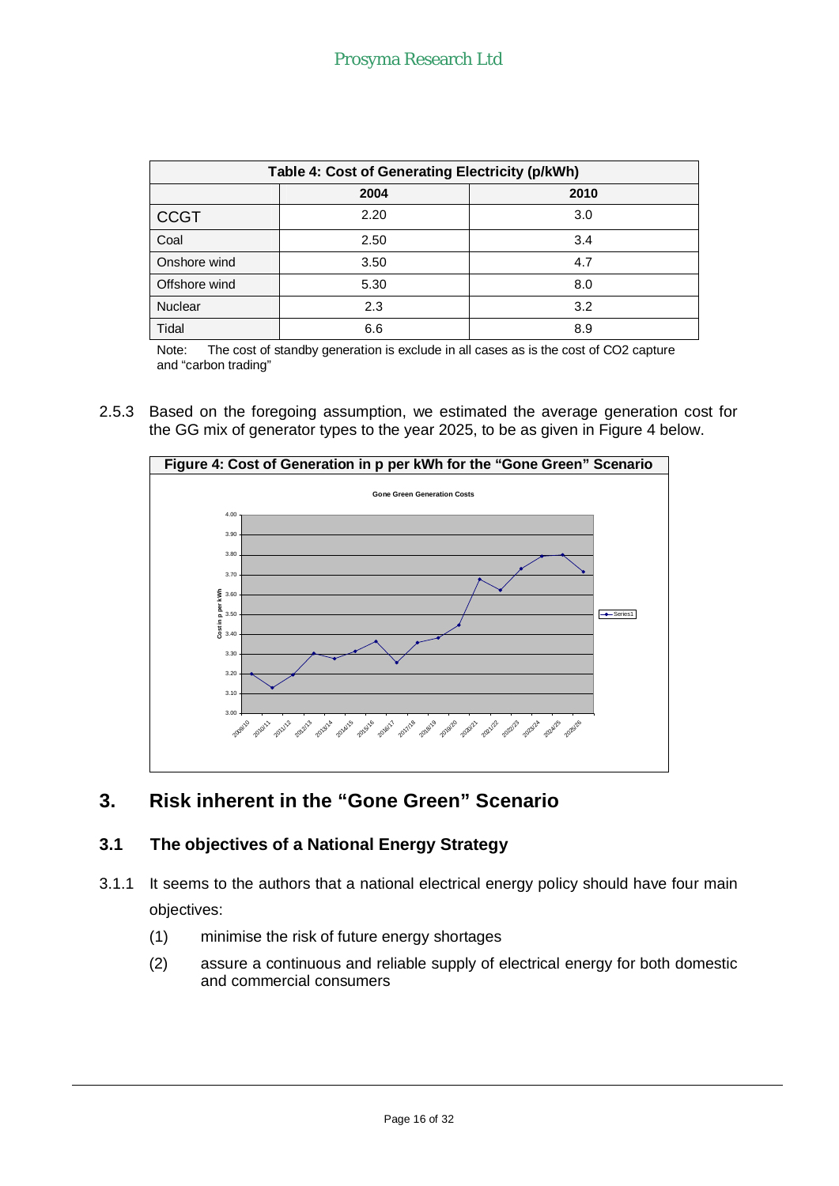| Table 4: Cost of Generating Electricity (p/kWh) | | |
|---|---|---|
| | 2004 | 2010 |
| CCGT | 2.20 | 3.0 |
| Coal | 2.50 | 3.4 |
| Onshore wind | 3.50 | 4.7 |
| Offshore wind | 5.30 | 8.0 |
| Nuclear | 2.3 | 3.2 |
| Tidal | 6.6 | 8.9 |

Note: The cost of standby generation is exclude in all cases as is the cost of CO2 capture and "carbon trading"

2.5.3 Based on the foregoing assumption, we estimated the average generation cost for the GG mix of generator types to the year 2025, to be as given in Figure 4 below.

**Figure 4: Cost of Generation in p per kWh for the "Gone Green" Scenario**

## 3. Risk inherent in the "Gone Green" Scenario

### 3.1 The objectives of a National Energy Strategy

3.1.1 It seems to the authors that a national electrical energy policy should have four main objectives:

(1) minimise the risk of future energy shortages

(2) assure a continuous and reliable supply of electrical energy for both domestic and commercial consumers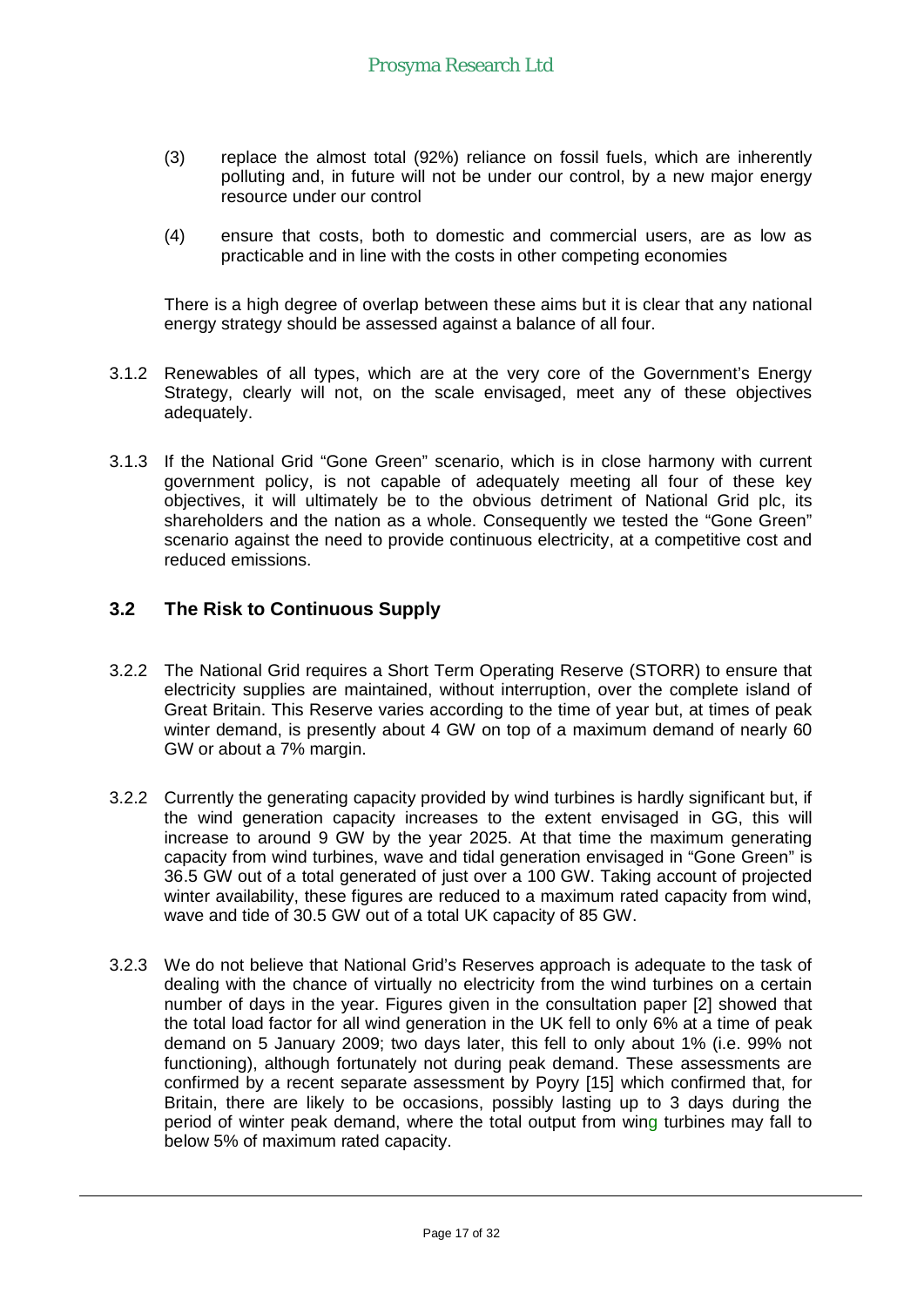(3) replace the almost total (92%) reliance on fossil fuels, which are inherently polluting and, in future will not be under our control, by a new major energy resource under our control

(4) ensure that costs, both to domestic and commercial users, are as low as practicable and in line with the costs in other competing economies

There is a high degree of overlap between these aims but it is clear that any national energy strategy should be assessed against a balance of all four.

3.1.2 Renewables of all types, which are at the very core of the Government's Energy Strategy, clearly will not, on the scale envisaged, meet any of these objectives adequately.

3.1.3 If the National Grid "Gone Green" scenario, which is in close harmony with current government policy, is not capable of adequately meeting all four of these key objectives, it will ultimately be to the obvious detriment of National Grid plc, its shareholders and the nation as a whole. Consequently we tested the "Gone Green" scenario against the need to provide continuous electricity, at a competitive cost and reduced emissions.

## 3.2 The Risk to Continuous Supply

3.2.2 The National Grid requires a Short Term Operating Reserve (STORR) to ensure that electricity supplies are maintained, without interruption, over the complete island of Great Britain. This Reserve varies according to the time of year but, at times of peak winter demand, is presently about 4 GW on top of a maximum demand of nearly 60 GW or about a 7% margin.

3.2.2 Currently the generating capacity provided by wind turbines is hardly significant but, if the wind generation capacity increases to the extent envisaged in GG, this will increase to around 9 GW by the year 2025. At that time the maximum generating capacity from wind turbines, wave and tidal generation envisaged in "Gone Green" is 36.5 GW out of a total generated of just over a 100 GW. Taking account of projected winter availability, these figures are reduced to a maximum rated capacity from wind, wave and tide of 30.5 GW out of a total UK capacity of 85 GW.

3.2.3 We do not believe that National Grid's Reserves approach is adequate to the task of dealing with the chance of virtually no electricity from the wind turbines on a certain number of days in the year. Figures given in the consultation paper [2] showed that the total load factor for all wind generation in the UK fell to only 6% at a time of peak demand on 5 January 2009; two days later, this fell to only about 1% (i.e. 99% not functioning), although fortunately not during peak demand. These assessments are confirmed by a recent separate assessment by Poyry [15] which confirmed that, for Britain, there are likely to be occasions, possibly lasting up to 3 days during the period of winter peak demand, where the total output from wing turbines may fall to below 5% of maximum rated capacity.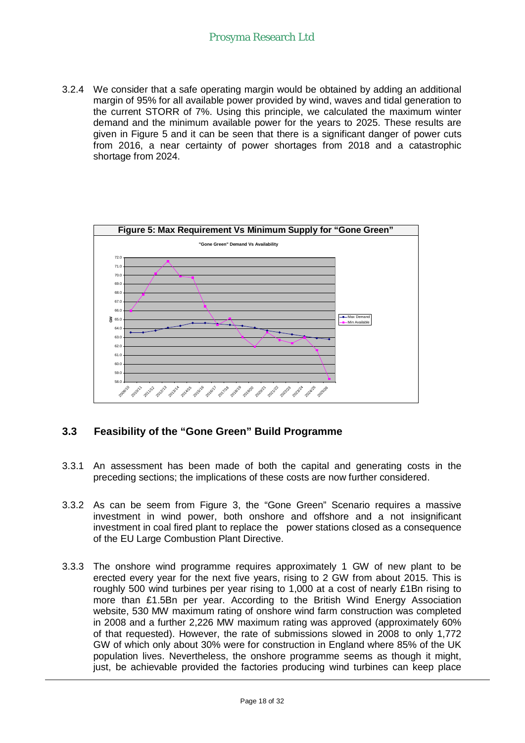3.2.4 We consider that a safe operating margin would be obtained by adding an additional margin of 95% for all available power provided by wind, waves and tidal generation to the current STORR of 7%. Using this principle, we calculated the maximum winter demand and the minimum available power for the years to 2025. These results are given in Figure 5 and it can be seen that there is a significant danger of power cuts from 2016, a near certainty of power shortages from 2018 and a catastrophic shortage from 2024.

**Figure 5: Max Requirement Vs Minimum Supply for "Gone Green"**

## 3.3 Feasibility of the "Gone Green" Build Programme

3.3.1 An assessment has been made of both the capital and generating costs in the preceding sections; the implications of these costs are now further considered.

3.3.2 As can be seem from Figure 3, the "Gone Green" Scenario requires a massive investment in wind power, both onshore and offshore and a not insignificant investment in coal fired plant to replace the power stations closed as a consequence of the EU Large Combustion Plant Directive.

3.3.3 The onshore wind programme requires approximately 1 GW of new plant to be erected every year for the next five years, rising to 2 GW from about 2015. This is roughly 500 wind turbines per year rising to 1,000 at a cost of nearly £1Bn rising to more than £1.5Bn per year. According to the British Wind Energy Association website, 530 MW maximum rating of onshore wind farm construction was completed in 2008 and a further 2,226 MW maximum rating was approved (approximately 60% of that requested). However, the rate of submissions slowed in 2008 to only 1,772 GW of which only about 30% were for construction in England where 85% of the UK population lives. Nevertheless, the onshore programme seems as though it might, just, be achievable provided the factories producing wind turbines can keep place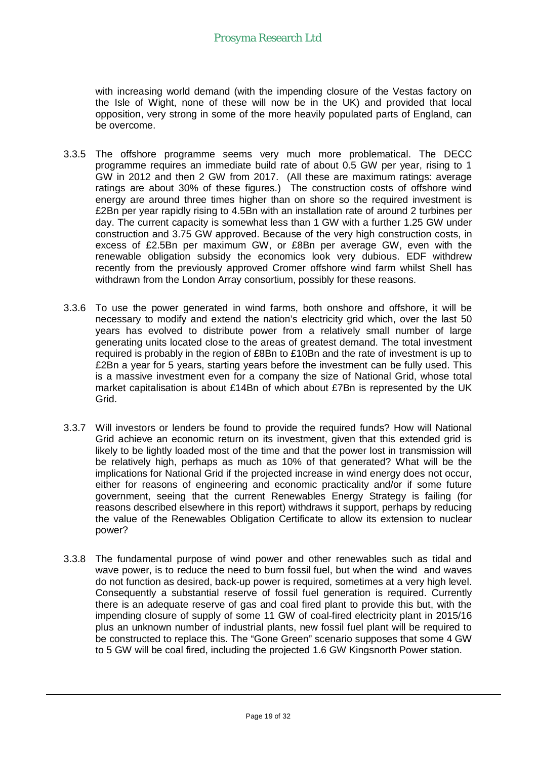with increasing world demand (with the impending closure of the Vestas factory on the Isle of Wight, none of these will now be in the UK) and provided that local opposition, very strong in some of the more heavily populated parts of England, can be overcome.

3.3.5 The offshore programme seems very much more problematical. The DECC programme requires an immediate build rate of about 0.5 GW per year, rising to 1 GW in 2012 and then 2 GW from 2017. (All these are maximum ratings: average ratings are about 30% of these figures.) The construction costs of offshore wind energy are around three times higher than on shore so the required investment is £2Bn per year rapidly rising to 4.5Bn with an installation rate of around 2 turbines per day. The current capacity is somewhat less than 1 GW with a further 1.25 GW under construction and 3.75 GW approved. Because of the very high construction costs, in excess of £2.5Bn per maximum GW, or £8Bn per average GW, even with the renewable obligation subsidy the economics look very dubious. EDF withdrew recently from the previously approved Cromer offshore wind farm whilst Shell has withdrawn from the London Array consortium, possibly for these reasons.

3.3.6 To use the power generated in wind farms, both onshore and offshore, it will be necessary to modify and extend the nation's electricity grid which, over the last 50 years has evolved to distribute power from a relatively small number of large generating units located close to the areas of greatest demand. The total investment required is probably in the region of £8Bn to £10Bn and the rate of investment is up to £2Bn a year for 5 years, starting years before the investment can be fully used. This is a massive investment even for a company the size of National Grid, whose total market capitalisation is about £14Bn of which about £7Bn is represented by the UK Grid.

3.3.7 Will investors or lenders be found to provide the required funds? How will National Grid achieve an economic return on its investment, given that this extended grid is likely to be lightly loaded most of the time and that the power lost in transmission will be relatively high, perhaps as much as 10% of that generated? What will be the implications for National Grid if the projected increase in wind energy does not occur, either for reasons of engineering and economic practicality and/or if some future government, seeing that the current Renewables Energy Strategy is failing (for reasons described elsewhere in this report) withdraws it support, perhaps by reducing the value of the Renewables Obligation Certificate to allow its extension to nuclear power?

3.3.8 The fundamental purpose of wind power and other renewables such as tidal and wave power, is to reduce the need to burn fossil fuel, but when the wind and waves do not function as desired, back-up power is required, sometimes at a very high level. Consequently a substantial reserve of fossil fuel generation is required. Currently there is an adequate reserve of gas and coal fired plant to provide this but, with the impending closure of supply of some 11 GW of coal-fired electricity plant in 2015/16 plus an unknown number of industrial plants, new fossil fuel plant will be required to be constructed to replace this. The "Gone Green" scenario supposes that some 4 GW to 5 GW will be coal fired, including the projected 1.6 GW Kingsnorth Power station.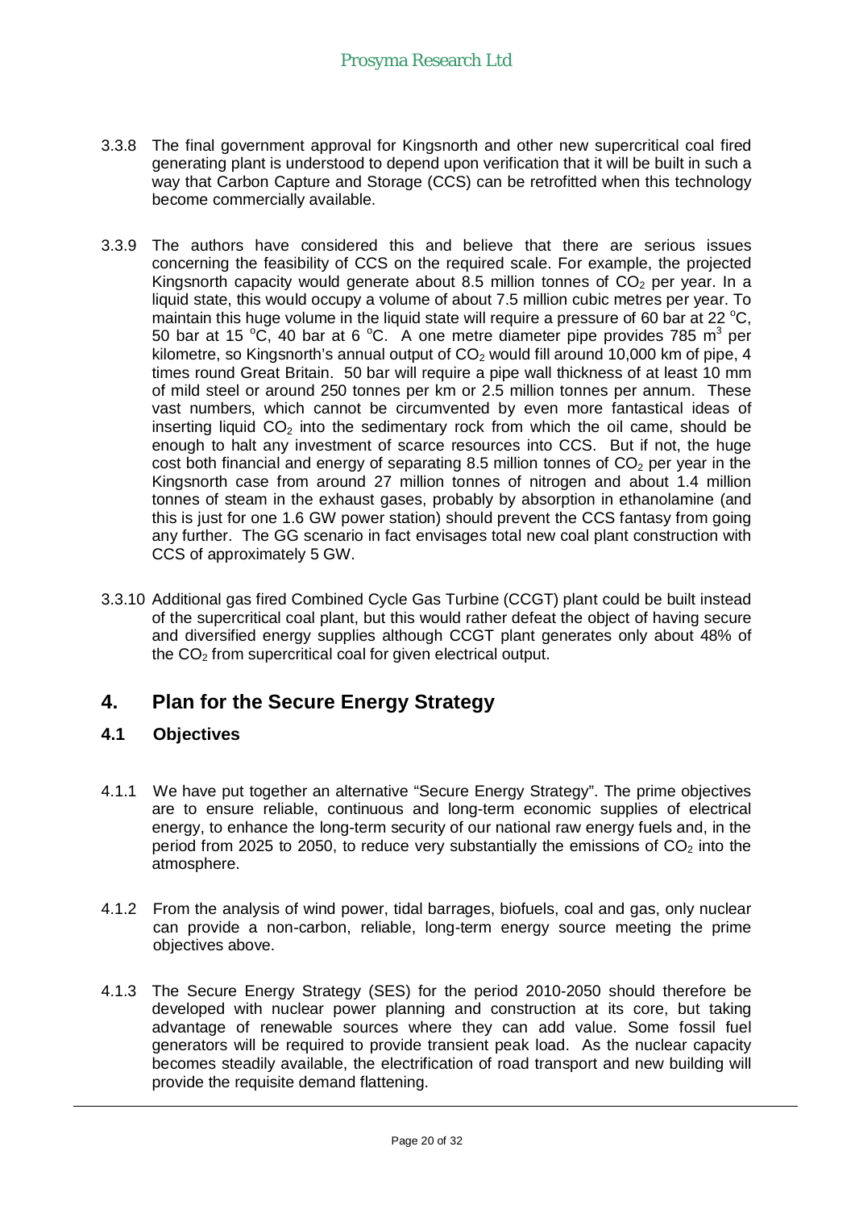3.3.8 The final government approval for Kingsnorth and other new supercritical coal fired generating plant is understood to depend upon verification that it will be built in such a way that Carbon Capture and Storage (CCS) can be retrofitted when this technology become commercially available.

3.3.9 The authors have considered this and believe that there are serious issues concerning the feasibility of CCS on the required scale. For example, the projected Kingsnorth capacity would generate about 8.5 million tonnes of $CO_2$ per year. In a liquid state, this would occupy a volume of about 7.5 million cubic metres per year. To maintain this huge volume in the liquid state will require a pressure of 60 bar at 22 $^{o}$C, 50 bar at 15 $^{o}$C, 40 bar at 6 $^{o}$C. A one metre diameter pipe provides 785 $m^3$ per kilometre, so Kingsnorth's annual output of $CO_2$ would fill around 10,000 km of pipe, 4 times round Great Britain. 50 bar will require a pipe wall thickness of at least 10 mm of mild steel or around 250 tonnes per km or 2.5 million tonnes per annum. These vast numbers, which cannot be circumvented by even more fantastical ideas of inserting liquid $CO_2$ into the sedimentary rock from which the oil came, should be enough to halt any investment of scarce resources into CCS. But if not, the huge cost both financial and energy of separating 8.5 million tonnes of $CO_2$ per year in the Kingsnorth case from around 27 million tonnes of nitrogen and about 1.4 million tonnes of steam in the exhaust gases, probably by absorption in ethanolamine (and this is just for one 1.6 GW power station) should prevent the CCS fantasy from going any further. The GG scenario in fact envisages total new coal plant construction with CCS of approximately 5 GW.

3.3.10 Additional gas fired Combined Cycle Gas Turbine (CCGT) plant could be built instead of the supercritical coal plant, but this would rather defeat the object of having secure and diversified energy supplies although CCGT plant generates only about 48% of the $CO_2$ from supercritical coal for given electrical output.

## 4. Plan for the Secure Energy Strategy

### 4.1 Objectives

4.1.1 We have put together an alternative "Secure Energy Strategy". The prime objectives are to ensure reliable, continuous and long-term economic supplies of electrical energy, to enhance the long-term security of our national raw energy fuels and, in the period from 2025 to 2050, to reduce very substantially the emissions of $CO_2$ into the atmosphere.

4.1.2 From the analysis of wind power, tidal barrages, biofuels, coal and gas, only nuclear can provide a non-carbon, reliable, long-term energy source meeting the prime objectives above.

4.1.3 The Secure Energy Strategy (SES) for the period 2010-2050 should therefore be developed with nuclear power planning and construction at its core, but taking advantage of renewable sources where they can add value. Some fossil fuel generators will be required to provide transient peak load. As the nuclear capacity becomes steadily available, the electrification of road transport and new building will provide the requisite demand flattening.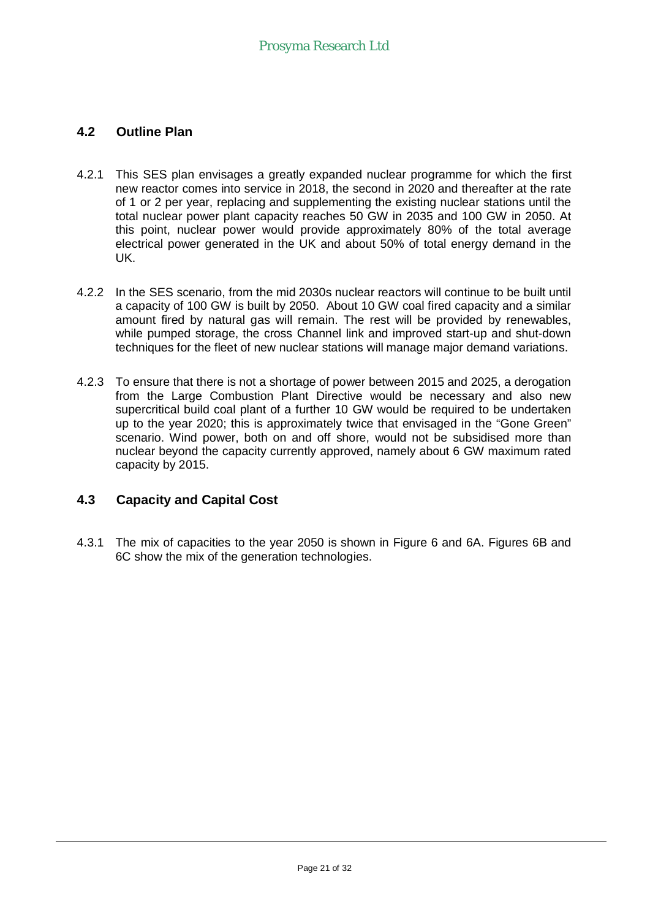## 4.2 Outline Plan

4.2.1 This SES plan envisages a greatly expanded nuclear programme for which the first new reactor comes into service in 2018, the second in 2020 and thereafter at the rate of 1 or 2 per year, replacing and supplementing the existing nuclear stations until the total nuclear power plant capacity reaches 50 GW in 2035 and 100 GW in 2050. At this point, nuclear power would provide approximately 80% of the total average electrical power generated in the UK and about 50% of total energy demand in the UK.

4.2.2 In the SES scenario, from the mid 2030s nuclear reactors will continue to be built until a capacity of 100 GW is built by 2050. About 10 GW coal fired capacity and a similar amount fired by natural gas will remain. The rest will be provided by renewables, while pumped storage, the cross Channel link and improved start-up and shut-down techniques for the fleet of new nuclear stations will manage major demand variations.

4.2.3 To ensure that there is not a shortage of power between 2015 and 2025, a derogation from the Large Combustion Plant Directive would be necessary and also new supercritical build coal plant of a further 10 GW would be required to be undertaken up to the year 2020; this is approximately twice that envisaged in the "Gone Green" scenario. Wind power, both on and off shore, would not be subsidised more than nuclear beyond the capacity currently approved, namely about 6 GW maximum rated capacity by 2015.

## 4.3 Capacity and Capital Cost

4.3.1 The mix of capacities to the year 2050 is shown in Figure 6 and 6A. Figures 6B and 6C show the mix of the generation technologies.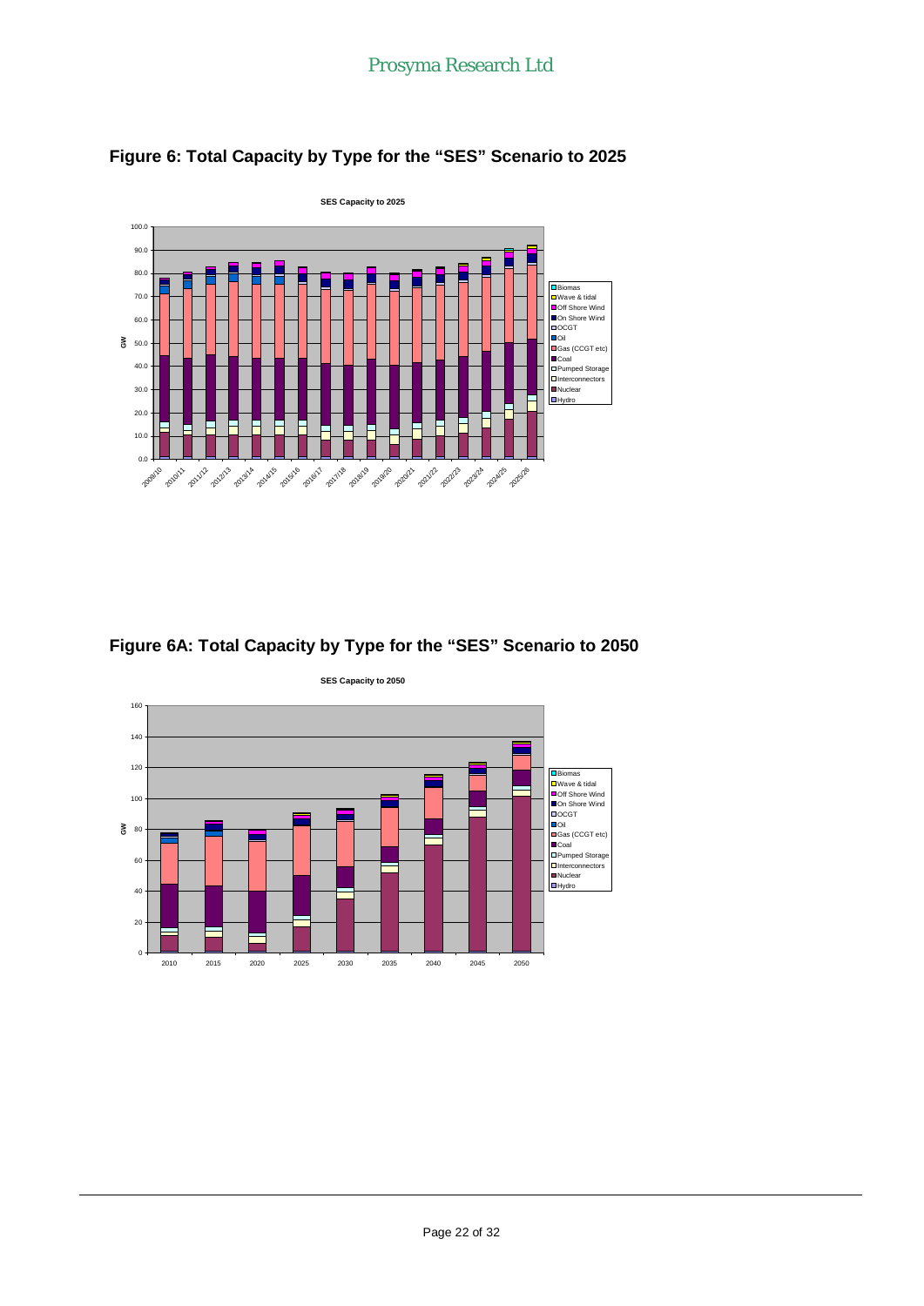## Figure 6: Total Capacity by Type for the "SES" Scenario to 2025

## Figure 6A: Total Capacity by Type for the "SES" Scenario to 2050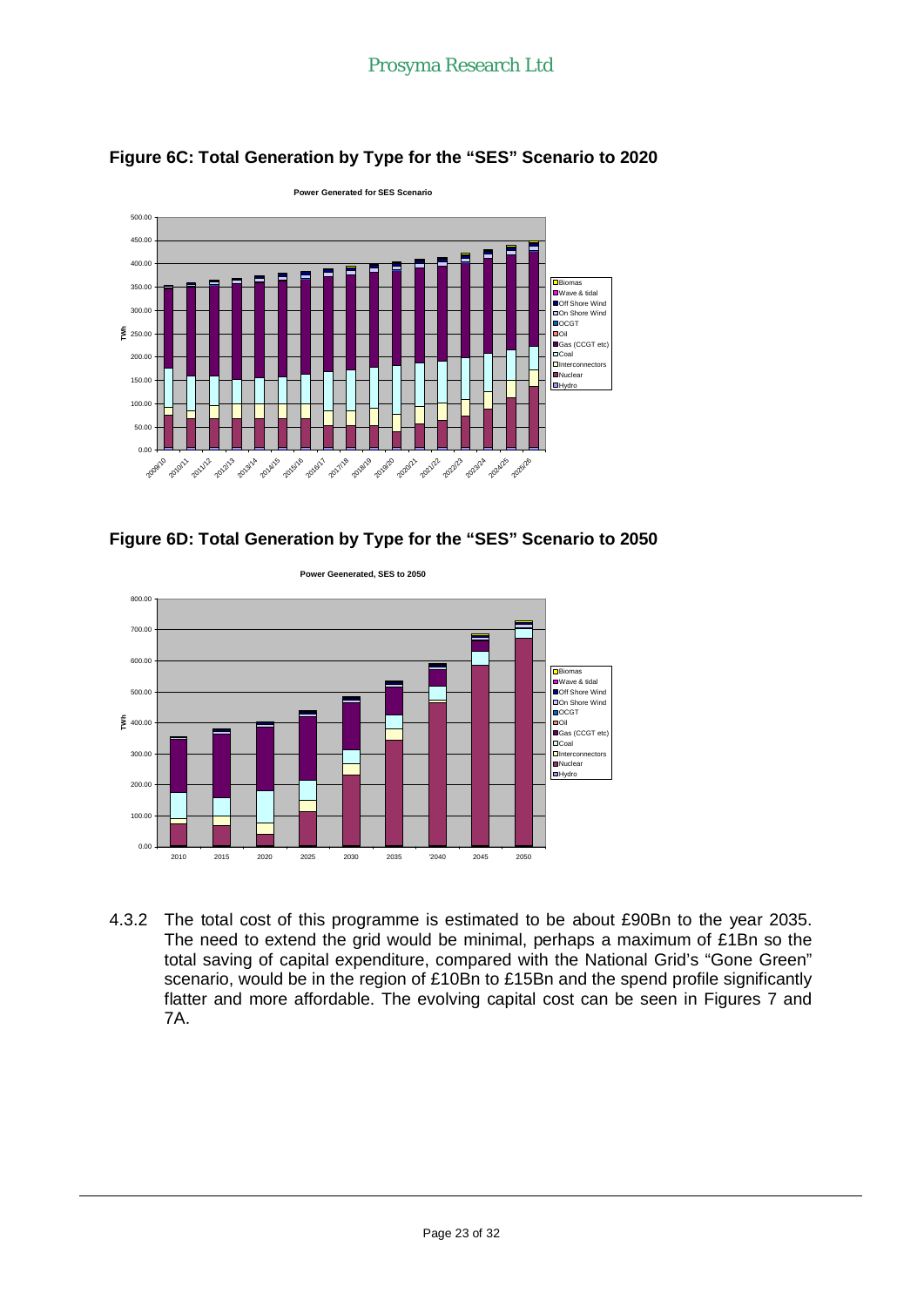### Figure 6C: Total Generation by Type for the "SES" Scenario to 2020

### Figure 6D: Total Generation by Type for the "SES" Scenario to 2050

4.3.2 The total cost of this programme is estimated to be about £90Bn to the year 2035. The need to extend the grid would be minimal, perhaps a maximum of £1Bn so the total saving of capital expenditure, compared with the National Grid's "Gone Green" scenario, would be in the region of £10Bn to £15Bn and the spend profile significantly flatter and more affordable. The evolving capital cost can be seen in Figures 7 and 7A.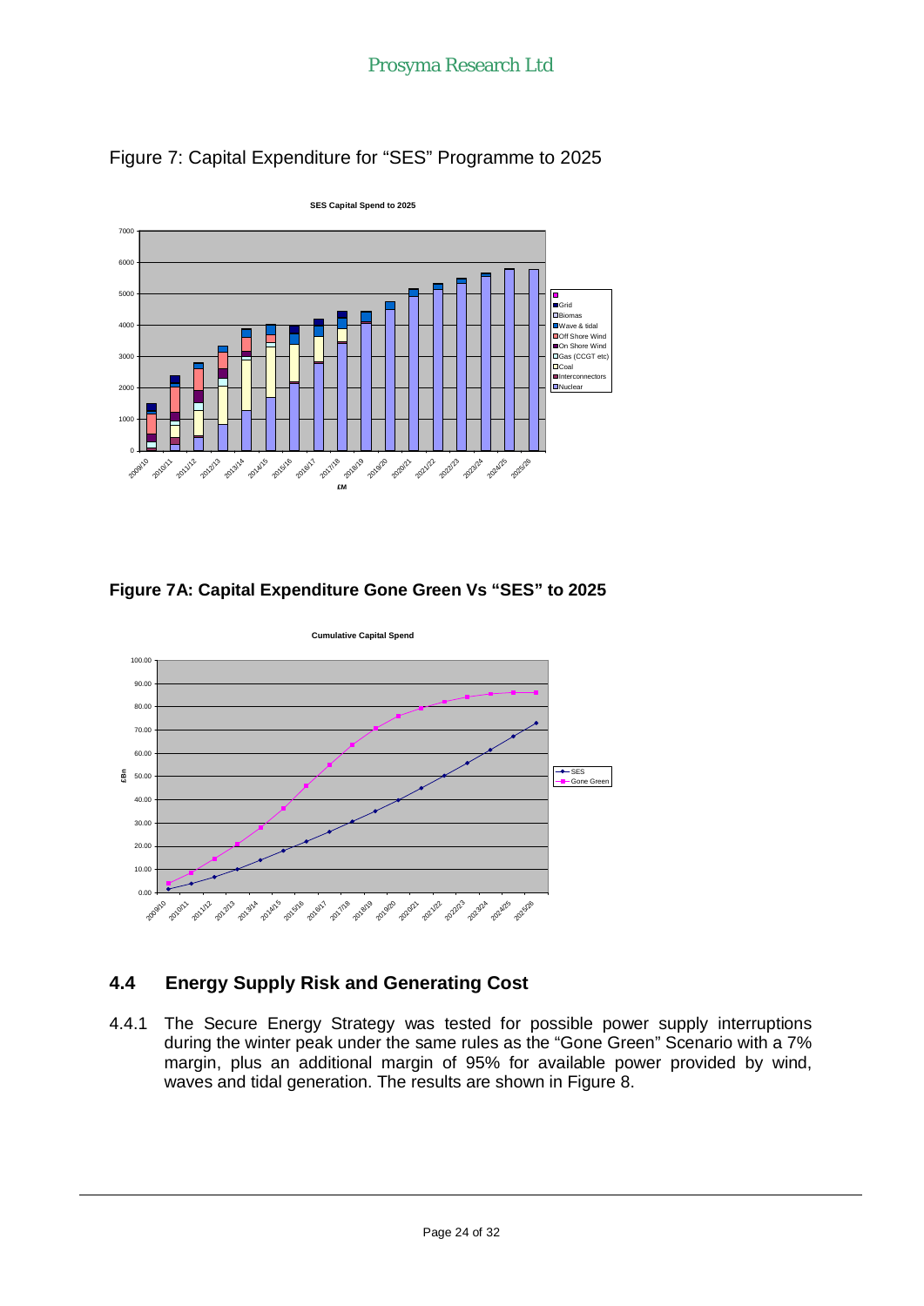Figure 7: Capital Expenditure for "SES" Programme to 2025

**Figure 7A: Capital Expenditure Gone Green Vs "SES" to 2025**

## 4.4 Energy Supply Risk and Generating Cost

4.4.1 The Secure Energy Strategy was tested for possible power supply interruptions during the winter peak under the same rules as the "Gone Green" Scenario with a 7% margin, plus an additional margin of 95% for available power provided by wind, waves and tidal generation. The results are shown in Figure 8.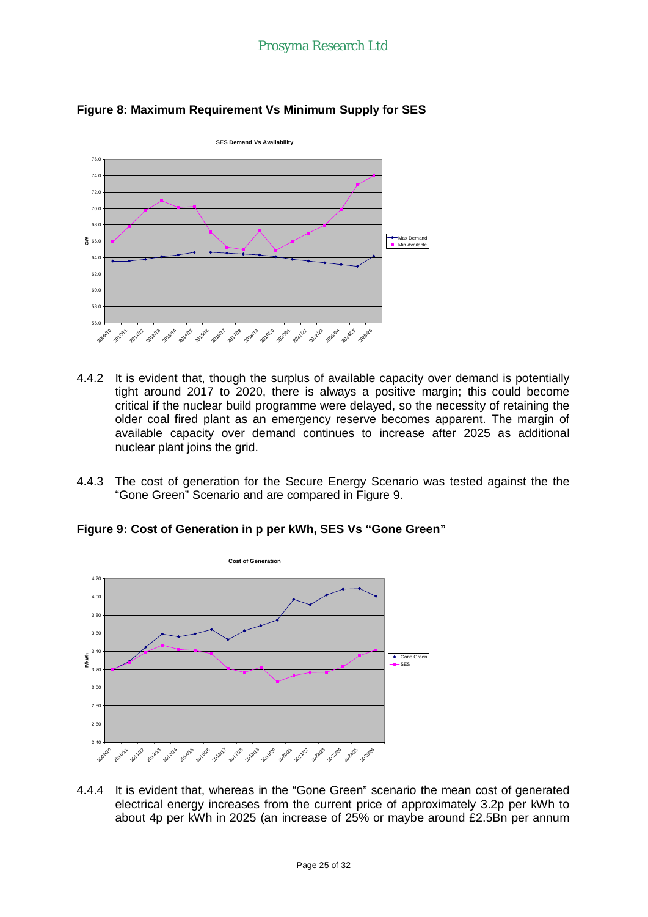**Figure 8: Maximum Requirement Vs Minimum Supply for SES**

4.4.2 It is evident that, though the surplus of available capacity over demand is potentially tight around 2017 to 2020, there is always a positive margin; this could become critical if the nuclear build programme were delayed, so the necessity of retaining the older coal fired plant as an emergency reserve becomes apparent. The margin of available capacity over demand continues to increase after 2025 as additional nuclear plant joins the grid.

4.4.3 The cost of generation for the Secure Energy Scenario was tested against the the "Gone Green" Scenario and are compared in Figure 9.

**Figure 9: Cost of Generation in p per kWh, SES Vs "Gone Green"**

4.4.4 It is evident that, whereas in the "Gone Green" scenario the mean cost of generated electrical energy increases from the current price of approximately 3.2p per kWh to about 4p per kWh in 2025 (an increase of 25% or maybe around £2.5Bn per annum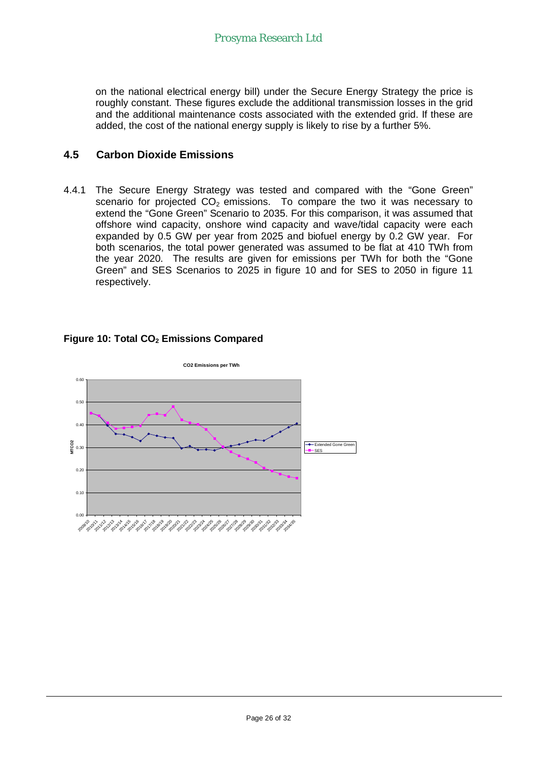on the national electrical energy bill) under the Secure Energy Strategy the price is roughly constant. These figures exclude the additional transmission losses in the grid and the additional maintenance costs associated with the extended grid. If these are added, the cost of the national energy supply is likely to rise by a further 5%.

## 4.5 Carbon Dioxide Emissions

4.4.1 The Secure Energy Strategy was tested and compared with the "Gone Green" scenario for projected $CO_2$ emissions. To compare the two it was necessary to extend the "Gone Green" Scenario to 2035. For this comparison, it was assumed that offshore wind capacity, onshore wind capacity and wave/tidal capacity were each expanded by 0.5 GW per year from 2025 and biofuel energy by 0.2 GW year. For both scenarios, the total power generated was assumed to be flat at 410 TWh from the year 2020. The results are given for emissions per TWh for both the "Gone Green" and SES Scenarios to 2025 in figure 10 and for SES to 2050 in figure 11 respectively.

**Figure 10: Total $CO_2$ Emissions Compared**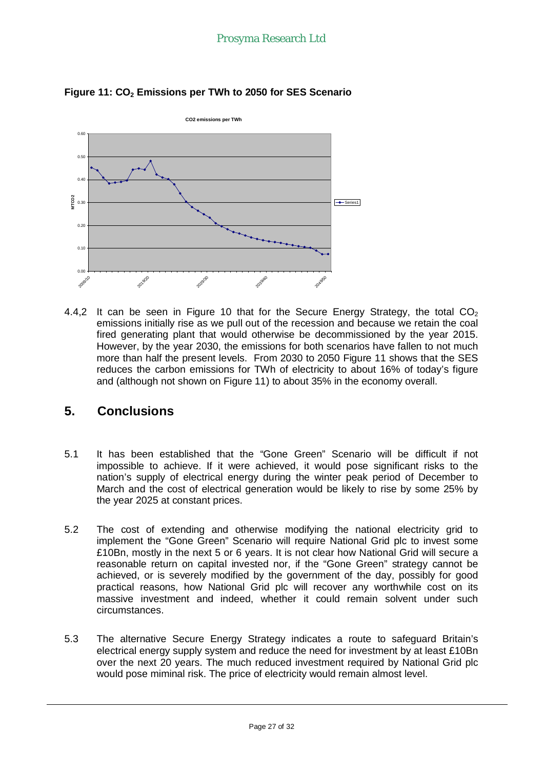**Figure 11: $CO_2$ Emissions per TWh to 2050 for SES Scenario**

4.4,2 It can be seen in Figure 10 that for the Secure Energy Strategy, the total $CO_2$ emissions initially rise as we pull out of the recession and because we retain the coal fired generating plant that would otherwise be decommissioned by the year 2015. However, by the year 2030, the emissions for both scenarios have fallen to not much more than half the present levels. From 2030 to 2050 Figure 11 shows that the SES reduces the carbon emissions for TWh of electricity to about 16% of today's figure and (although not shown on Figure 11) to about 35% in the economy overall.

## 5. Conclusions

5.1 It has been established that the "Gone Green" Scenario will be difficult if not impossible to achieve. If it were achieved, it would pose significant risks to the nation's supply of electrical energy during the winter peak period of December to March and the cost of electrical generation would be likely to rise by some 25% by the year 2025 at constant prices.

5.2 The cost of extending and otherwise modifying the national electricity grid to implement the "Gone Green" Scenario will require National Grid plc to invest some £10Bn, mostly in the next 5 or 6 years. It is not clear how National Grid will secure a reasonable return on capital invested nor, if the "Gone Green" strategy cannot be achieved, or is severely modified by the government of the day, possibly for good practical reasons, how National Grid plc will recover any worthwhile cost on its massive investment and indeed, whether it could remain solvent under such circumstances.

5.3 The alternative Secure Energy Strategy indicates a route to safeguard Britain's electrical energy supply system and reduce the need for investment by at least £10Bn over the next 20 years. The much reduced investment required by National Grid plc would pose miminal risk. The price of electricity would remain almost level.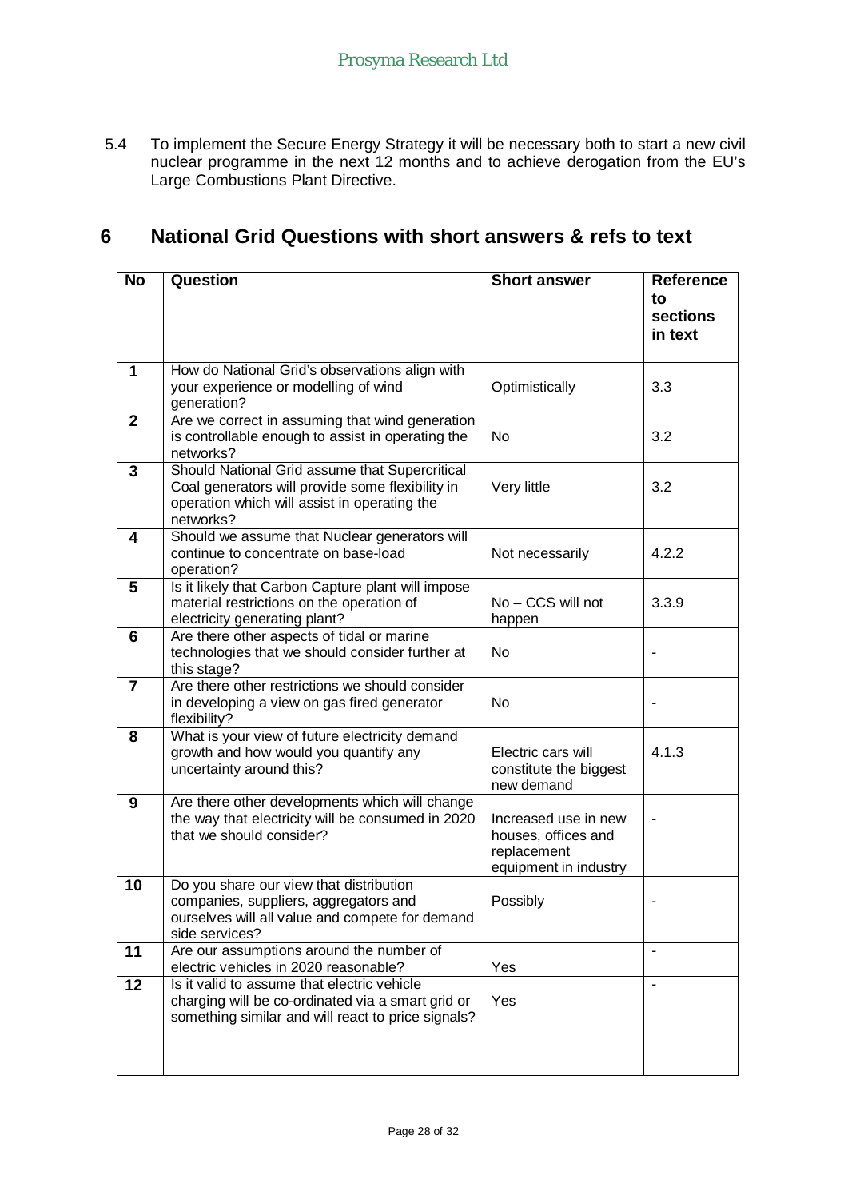5.4 To implement the Secure Energy Strategy it will be necessary both to start a new civil nuclear programme in the next 12 months and to achieve derogation from the EU's Large Combustions Plant Directive.

# 6 National Grid Questions with short answers & refs to text

| No | Question | Short answer | Reference to sections in text |
|---|---|---|---|
| 1 | How do National Grid's observations align with your experience or modelling of wind generation? | Optimistically | 3.3 |
| 2 | Are we correct in assuming that wind generation is controllable enough to assist in operating the networks? | No | 3.2 |
| 3 | Should National Grid assume that Supercritical Coal generators will provide some flexibility in operation which will assist in operating the networks? | Very little | 3.2 |
| 4 | Should we assume that Nuclear generators will continue to concentrate on base-load operation? | Not necessarily | 4.2.2 |
| 5 | Is it likely that Carbon Capture plant will impose material restrictions on the operation of electricity generating plant? | No – CCS will not happen | 3.3.9 |
| 6 | Are there other aspects of tidal or marine technologies that we should consider further at this stage? | No | - |
| 7 | Are there other restrictions we should consider in developing a view on gas fired generator flexibility? | No | - |
| 8 | What is your view of future electricity demand growth and how would you quantify any uncertainty around this? | Electric cars will constitute the biggest new demand | 4.1.3 |
| 9 | Are there other developments which will change the way that electricity will be consumed in 2020 that we should consider? | Increased use in new houses, offices and replacement equipment in industry | - |
| 10 | Do you share our view that distribution companies, suppliers, aggregators and ourselves will all value and compete for demand side services? | Possibly | - |
| 11 | Are our assumptions around the number of electric vehicles in 2020 reasonable? | Yes | - |
| 12 | Is it valid to assume that electric vehicle charging will be co-ordinated via a smart grid or something similar and will react to price signals? | Yes | - |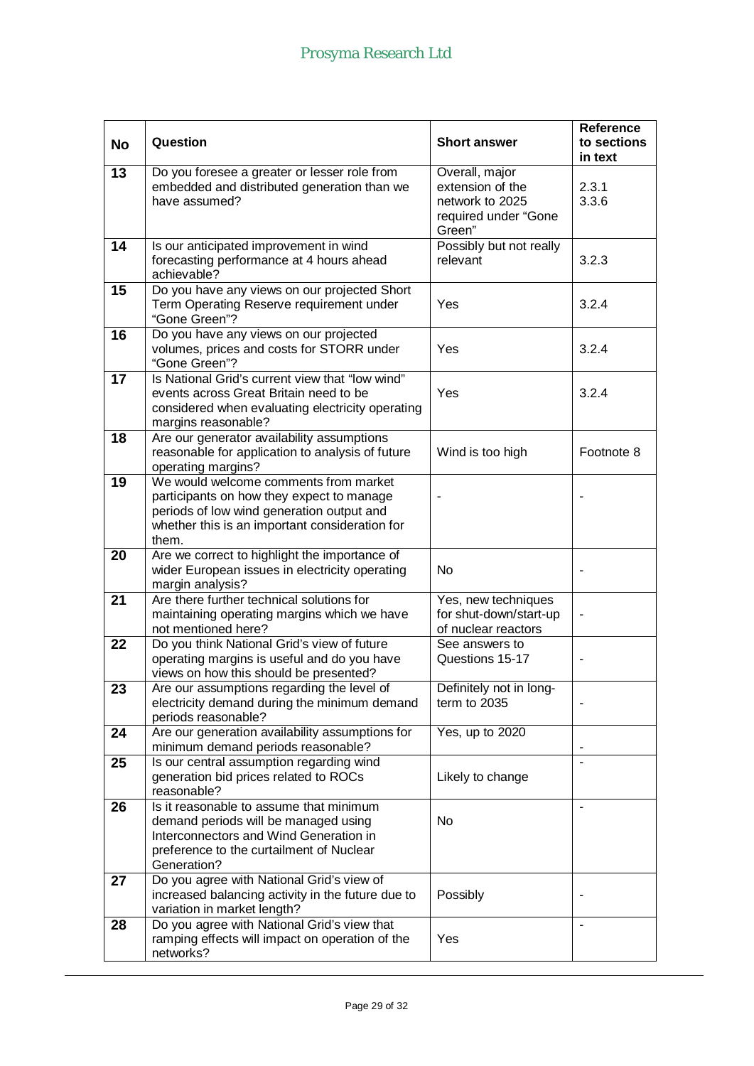| No | Question | Short answer | Reference to sections in text |
|---|---|---|---|
| 13 | Do you foresee a greater or lesser role from embedded and distributed generation than we have assumed? | Overall, major extension of the network to 2025 required under "Gone Green" | 2.3.1 3.3.6 |
| 14 | Is our anticipated improvement in wind forecasting performance at 4 hours ahead achievable? | Possibly but not really relevant | 3.2.3 |
| 15 | Do you have any views on our projected Short Term Operating Reserve requirement under "Gone Green"? | Yes | 3.2.4 |
| 16 | Do you have any views on our projected volumes, prices and costs for STORR under "Gone Green"? | Yes | 3.2.4 |
| 17 | Is National Grid's current view that "low wind" events across Great Britain need to be considered when evaluating electricity operating margins reasonable? | Yes | 3.2.4 |
| 18 | Are our generator availability assumptions reasonable for application to analysis of future operating margins? | Wind is too high | Footnote 8 |
| 19 | We would welcome comments from market participants on how they expect to manage periods of low wind generation output and whether this is an important consideration for them. | - | - |
| 20 | Are we correct to highlight the importance of wider European issues in electricity operating margin analysis? | No | - |
| 21 | Are there further technical solutions for maintaining operating margins which we have not mentioned here? | Yes, new techniques for shut-down/start-up of nuclear reactors | - |
| 22 | Do you think National Grid's view of future operating margins is useful and do you have views on how this should be presented? | See answers to Questions 15-17 | - |
| 23 | Are our assumptions regarding the level of electricity demand during the minimum demand periods reasonable? | Definitely not in long-term to 2035 | - |
| 24 | Are our generation availability assumptions for minimum demand periods reasonable? | Yes, up to 2020 | - |
| 25 | Is our central assumption regarding wind generation bid prices related to ROCs reasonable? | Likely to change | - |
| 26 | Is it reasonable to assume that minimum demand periods will be managed using Interconnectors and Wind Generation in preference to the curtailment of Nuclear Generation? | No | - |
| 27 | Do you agree with National Grid's view of increased balancing activity in the future due to variation in market length? | Possibly | - |
| 28 | Do you agree with National Grid's view that ramping effects will impact on operation of the networks? | Yes | - |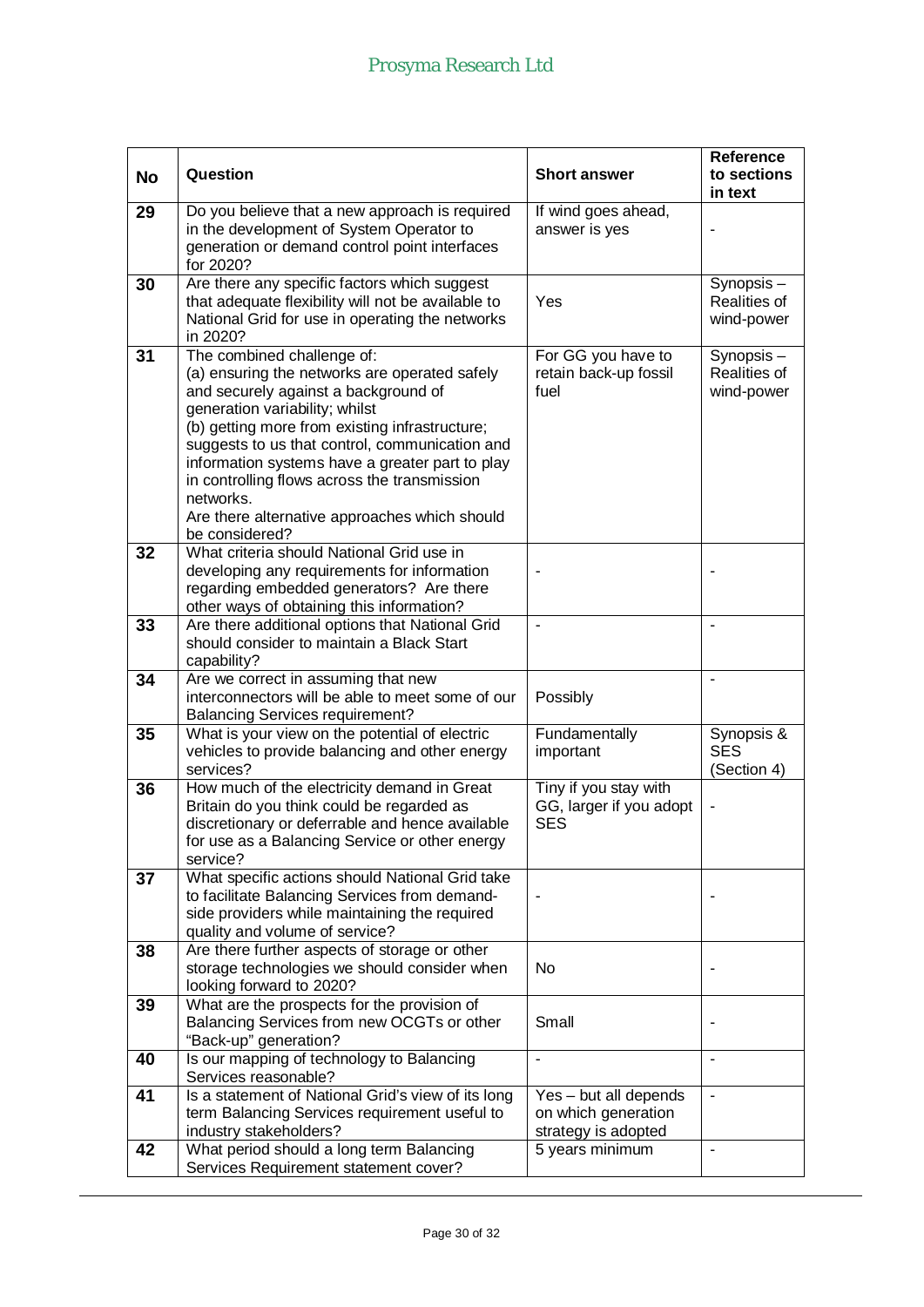| No | Question | Short answer | Reference to sections in text |
|---|---|---|---|
| 29 | Do you believe that a new approach is required in the development of System Operator to generation or demand control point interfaces for 2020? | If wind goes ahead, answer is yes | - |
| 30 | Are there any specific factors which suggest that adequate flexibility will not be available to National Grid for use in operating the networks in 2020? | Yes | Synopsis – Realities of wind-power |
| 31 | The combined challenge of: (a) ensuring the networks are operated safely and securely against a background of generation variability; whilst (b) getting more from existing infrastructure; suggests to us that control, communication and information systems have a greater part to play in controlling flows across the transmission networks. Are there alternative approaches which should be considered? | For GG you have to retain back-up fossil fuel | Synopsis – Realities of wind-power |
| 32 | What criteria should National Grid use in developing any requirements for information regarding embedded generators? Are there other ways of obtaining this information? | - | - |
| 33 | Are there additional options that National Grid should consider to maintain a Black Start capability? | - | - |
| 34 | Are we correct in assuming that new interconnectors will be able to meet some of our Balancing Services requirement? | Possibly | - |
| 35 | What is your view on the potential of electric vehicles to provide balancing and other energy services? | Fundamentally important | Synopsis & SES (Section 4) |
| 36 | How much of the electricity demand in Great Britain do you think could be regarded as discretionary or deferrable and hence available for use as a Balancing Service or other energy service? | Tiny if you stay with GG, larger if you adopt SES | - |
| 37 | What specific actions should National Grid take to facilitate Balancing Services from demand-side providers while maintaining the required quality and volume of service? | - | - |
| 38 | Are there further aspects of storage or other storage technologies we should consider when looking forward to 2020? | No | - |
| 39 | What are the prospects for the provision of Balancing Services from new OCGTs or other "Back-up" generation? | Small | - |
| 40 | Is our mapping of technology to Balancing Services reasonable? | - | - |
| 41 | Is a statement of National Grid's view of its long term Balancing Services requirement useful to industry stakeholders? | Yes – but all depends on which generation strategy is adopted | - |
| 42 | What period should a long term Balancing Services Requirement statement cover? | 5 years minimum | - |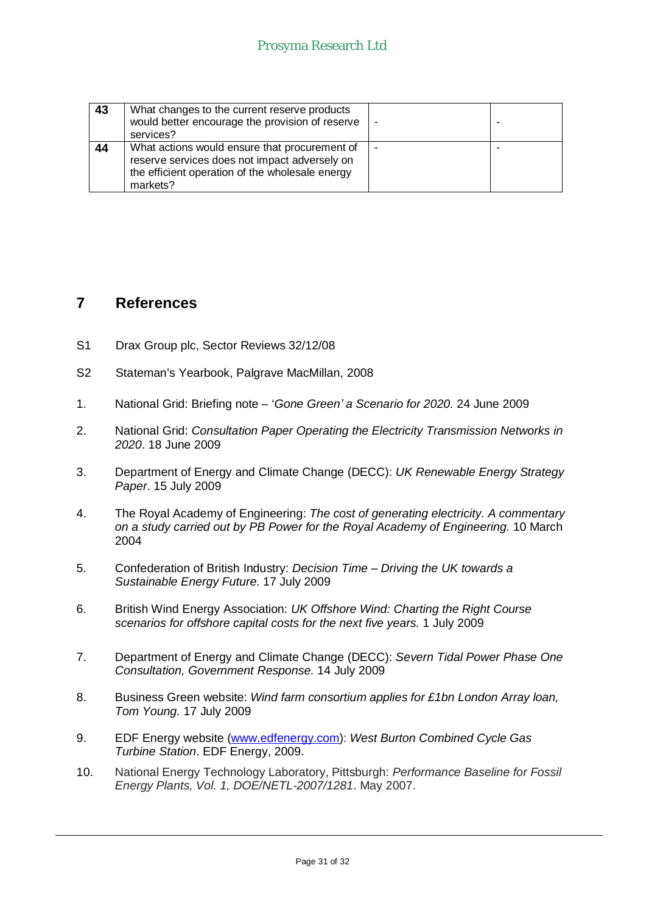| 43 | What changes to the current reserve products would better encourage the provision of reserve services? | - | - |
|---|---|---|---|
| 44 | What actions would ensure that procurement of reserve services does not impact adversely on the efficient operation of the wholesale energy markets? | - | - |

## 7 References

S1 Drax Group plc, Sector Reviews 32/12/08

S2 Stateman's Yearbook, Palgrave MacMillan, 2008

1. National Grid: Briefing note – '*Gone Green' a Scenario for 2020.* 24 June 2009

2. National Grid: *Consultation Paper Operating the Electricity Transmission Networks in 2020*. 18 June 2009

3. Department of Energy and Climate Change (DECC): *UK Renewable Energy Strategy Paper*. 15 July 2009

4. The Royal Academy of Engineering: *The cost of generating electricity. A commentary on a study carried out by PB Power for the Royal Academy of Engineering.* 10 March 2004

5. Confederation of British Industry: *Decision Time – Driving the UK towards a Sustainable Energy Future*. 17 July 2009

6. British Wind Energy Association: *UK Offshore Wind: Charting the Right Course scenarios for offshore capital costs for the next five years.* 1 July 2009

7. Department of Energy and Climate Change (DECC): *Severn Tidal Power Phase One Consultation, Government Response.* 14 July 2009

8. Business Green website: *Wind farm consortium applies for £1bn London Array loan, Tom Young.* 17 July 2009

9. EDF Energy website (www.edfenergy.com): *West Burton Combined Cycle Gas Turbine Station*. EDF Energy, 2009.

10. National Energy Technology Laboratory, Pittsburgh: *Performance Baseline for Fossil Energy Plants, Vol. 1, DOE/NETL-2007/1281*. May 2007.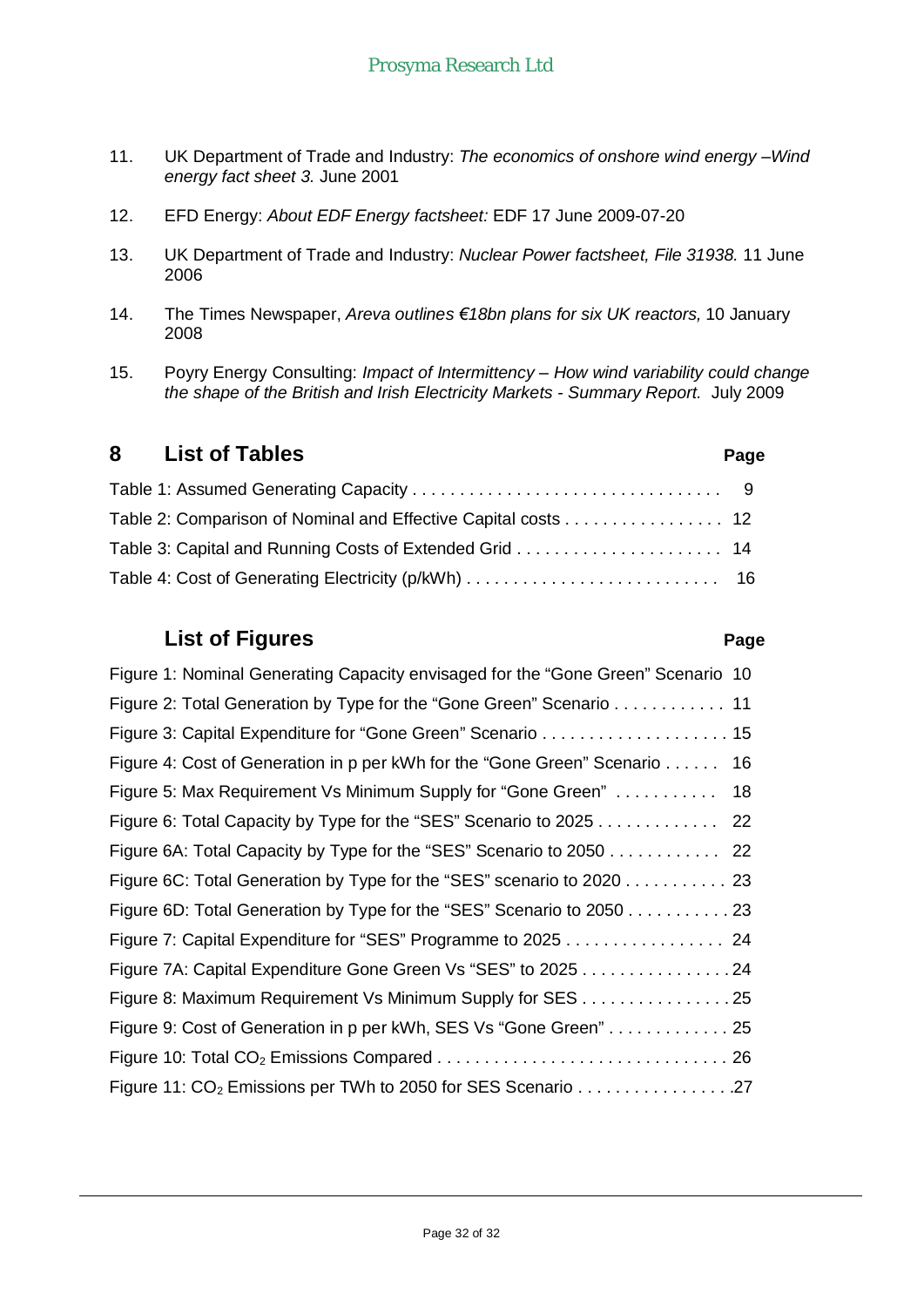11. UK Department of Trade and Industry: *The economics of onshore wind energy –Wind energy fact sheet 3.* June 2001

12. EFD Energy: *About EDF Energy factsheet:* EDF 17 June 2009-07-20

13. UK Department of Trade and Industry: *Nuclear Power factsheet, File 31938.* 11 June 2006

14. The Times Newspaper, *Areva outlines €18bn plans for six UK reactors,* 10 January 2008

15. Poyry Energy Consulting: *Impact of Intermittency – How wind variability could change the shape of the British and Irish Electricity Markets - Summary Report.* July 2009

## 8 List of Tables

| | Page |
|---|---|
| Table 1: Assumed Generating Capacity | 9 |
| Table 2: Comparison of Nominal and Effective Capital costs | 12 |
| Table 3: Capital and Running Costs of Extended Grid | 14 |
| Table 4: Cost of Generating Electricity (p/kWh) | 16 |

## List of Figures

| | Page |
|---|---|
| Figure 1: Nominal Generating Capacity envisaged for the “Gone Green” Scenario | 10 |
| Figure 2: Total Generation by Type for the “Gone Green” Scenario | 11 |
| Figure 3: Capital Expenditure for “Gone Green” Scenario | 15 |
| Figure 4: Cost of Generation in p per kWh for the “Gone Green” Scenario | 16 |
| Figure 5: Max Requirement Vs Minimum Supply for “Gone Green” | 18 |
| Figure 6: Total Capacity by Type for the “SES” Scenario to 2025 | 22 |
| Figure 6A: Total Capacity by Type for the “SES” Scenario to 2050 | 22 |
| Figure 6C: Total Generation by Type for the “SES” scenario to 2020 | 23 |
| Figure 6D: Total Generation by Type for the “SES” Scenario to 2050 | 23 |
| Figure 7: Capital Expenditure for “SES” Programme to 2025 | 24 |
| Figure 7A: Capital Expenditure Gone Green Vs “SES” to 2025 | 24 |
| Figure 8: Maximum Requirement Vs Minimum Supply for SES | 25 |
| Figure 9: Cost of Generation in p per kWh, SES Vs “Gone Green” | 25 |
| Figure 10: Total $CO_2$ Emissions Compared | 26 |
| Figure 11: $CO_2$ Emissions per TWh to 2050 for SES Scenario | 27 |